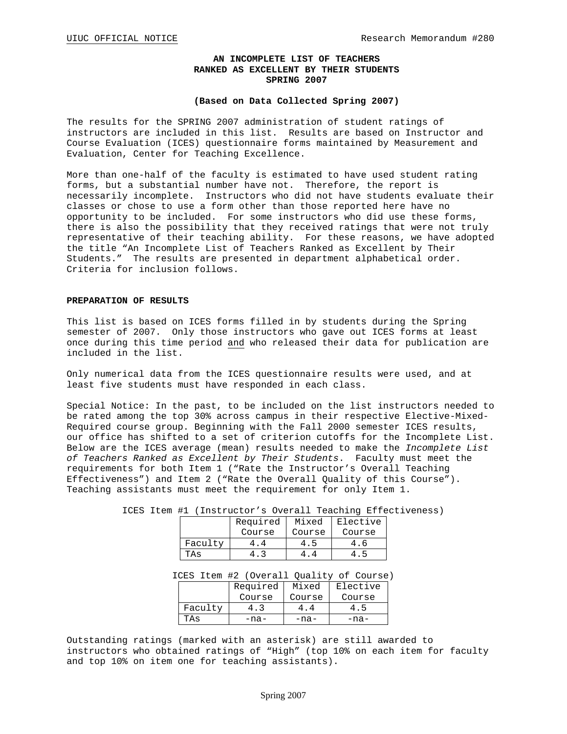UIUC OFFICIAL NOTICE Research Memorandum #280

# AN INCOMPLETE LIST OF TEACHERS RANKED AS EXCELLENT BY THEIR STUDENTS SPRING 2007

**(Based on Data Collected Spring 2007)**

The results for the SPRING 2007 administration of student ratings of instructors are included in this list. Results are based on Instructor and Course Evaluation (ICES) questionnaire forms maintained by Measurement and Evaluation, Center for Teaching Excellence.

More than one-half of the faculty is estimated to have used student rating forms, but a substantial number have not. Therefore, the report is necessarily incomplete. Instructors who did not have students evaluate their classes or chose to use a form other than those reported here have no opportunity to be included. For some instructors who did use these forms, there is also the possibility that they received ratings that were not truly representative of their teaching ability. For these reasons, we have adopted the title "An Incomplete List of Teachers Ranked as Excellent by Their Students." The results are presented in department alphabetical order. Criteria for inclusion follows.

## PREPARATION OF RESULTS

This list is based on ICES forms filled in by students during the Spring semester of 2007. Only those instructors who gave out ICES forms at least once during this time period and who released their data for publication are included in the list.

Only numerical data from the ICES questionnaire results were used, and at least five students must have responded in each class.

Special Notice: In the past, to be included on the list instructors needed to be rated among the top 30% across campus in their respective Elective-Mixed-Required course group. Beginning with the Fall 2000 semester ICES results, our office has shifted to a set of criterion cutoffs for the Incomplete List. Below are the ICES average (mean) results needed to make the *Incomplete List of Teachers Ranked as Excellent by Their Students*. Faculty must meet the requirements for both Item 1 ("Rate the Instructor's Overall Teaching Effectiveness") and Item 2 ("Rate the Overall Quality of this Course"). Teaching assistants must meet the requirement for only Item 1.

ICES Item #1 (Instructor's Overall Teaching Effectiveness)

| | Required Course | Mixed Course | Elective Course |
|---|---|---|---|
| Faculty | 4.4 | 4.5 | 4.6 |
| TAs | 4.3 | 4.4 | 4.5 |

ICES Item #2 (Overall Quality of Course)

| | Required Course | Mixed Course | Elective Course |
|---|---|---|---|
| Faculty | 4.3 | 4.4 | 4.5 |
| TAs | -na- | -na- | -na- |

Outstanding ratings (marked with an asterisk) are still awarded to instructors who obtained ratings of "High" (top 10% on each item for faculty and top 10% on item one for teaching assistants).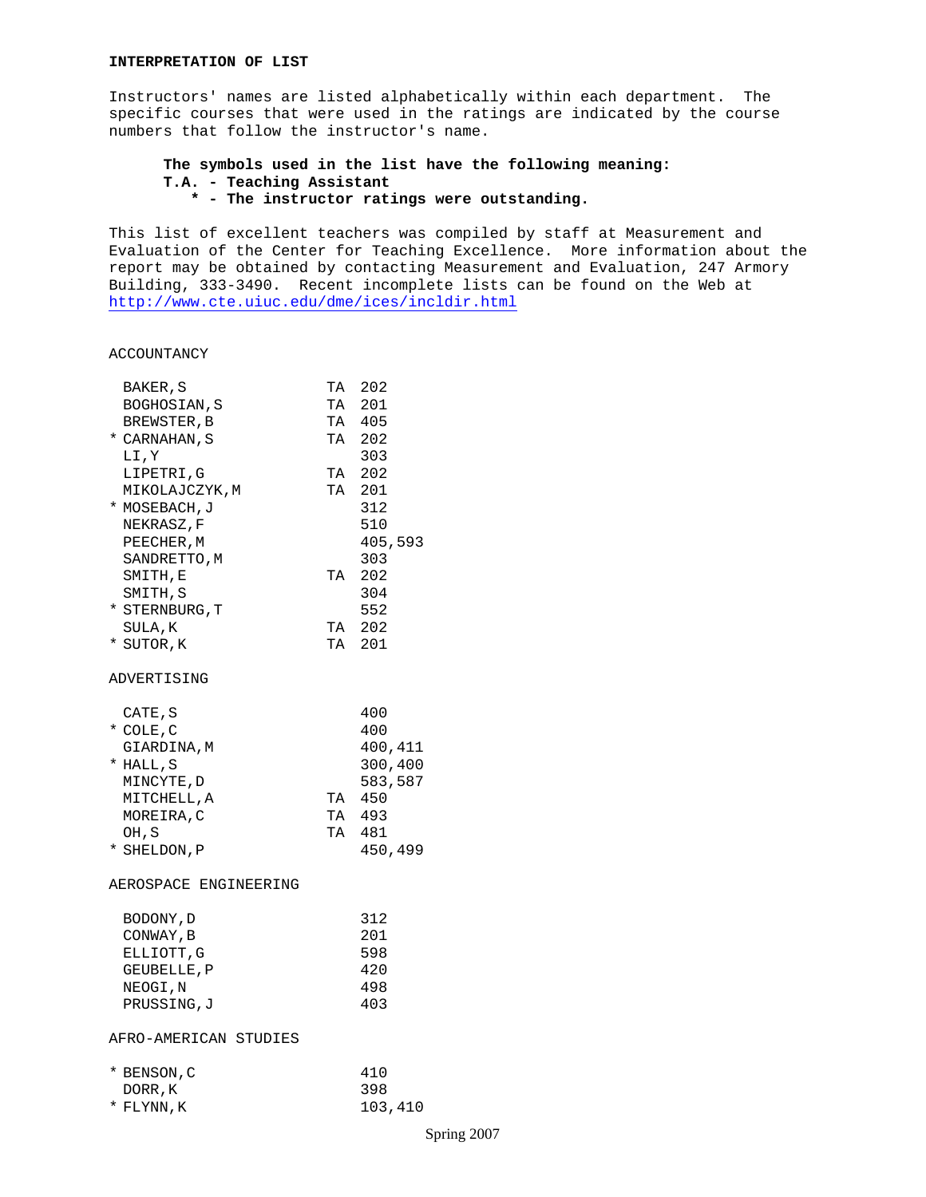**INTERPRETATION OF LIST**

Instructors' names are listed alphabetically within each department. The specific courses that were used in the ratings are indicated by the course numbers that follow the instructor's name.

**The symbols used in the list have the following meaning:**
**T.A. - Teaching Assistant**
**\* - The instructor ratings were outstanding.**

This list of excellent teachers was compiled by staff at Measurement and Evaluation of the Center for Teaching Excellence. More information about the report may be obtained by contacting Measurement and Evaluation, 247 Armory Building, 333-3490. Recent incomplete lists can be found on the Web at http://www.cte.uiuc.edu/dme/ices/incldir.html

ACCOUNTANCY

| | Name | | Courses |
|---|---|---|---|
| | BAKER,S | TA | 202 |
| | BOGHOSIAN,S | TA | 201 |
| | BREWSTER,B | TA | 405 |
| * | CARNAHAN,S | TA | 202 |
| | LI,Y | | 303 |
| | LIPETRI,G | TA | 202 |
| | MIKOLAJCZYK,M | TA | 201 |
| * | MOSEBACH,J | | 312 |
| | NEKRASZ,F | | 510 |
| | PEECHER,M | | 405,593 |
| | SANDRETTO,M | | 303 |
| | SMITH,E | TA | 202 |
| | SMITH,S | | 304 |
| * | STERNBURG,T | | 552 |
| | SULA,K | TA | 202 |
| * | SUTOR,K | TA | 201 |

ADVERTISING

| | Name | | Courses |
|---|---|---|---|
| | CATE,S | | 400 |
| * | COLE,C | | 400 |
| | GIARDINA,M | | 400,411 |
| * | HALL,S | | 300,400 |
| | MINCYTE,D | | 583,587 |
| | MITCHELL,A | TA | 450 |
| | MOREIRA,C | TA | 493 |
| | OH,S | TA | 481 |
| * | SHELDON,P | | 450,499 |

AEROSPACE ENGINEERING

| | Name | | Courses |
|---|---|---|---|
| | BODONY,D | | 312 |
| | CONWAY,B | | 201 |
| | ELLIOTT,G | | 598 |
| | GEUBELLE,P | | 420 |
| | NEOGI,N | | 498 |
| | PRUSSING,J | | 403 |

AFRO-AMERICAN STUDIES

| | Name | | Courses |
|---|---|---|---|
| * | BENSON,C | | 410 |
| | DORR,K | | 398 |
| * | FLYNN,K | | 103,410 |

Spring 2007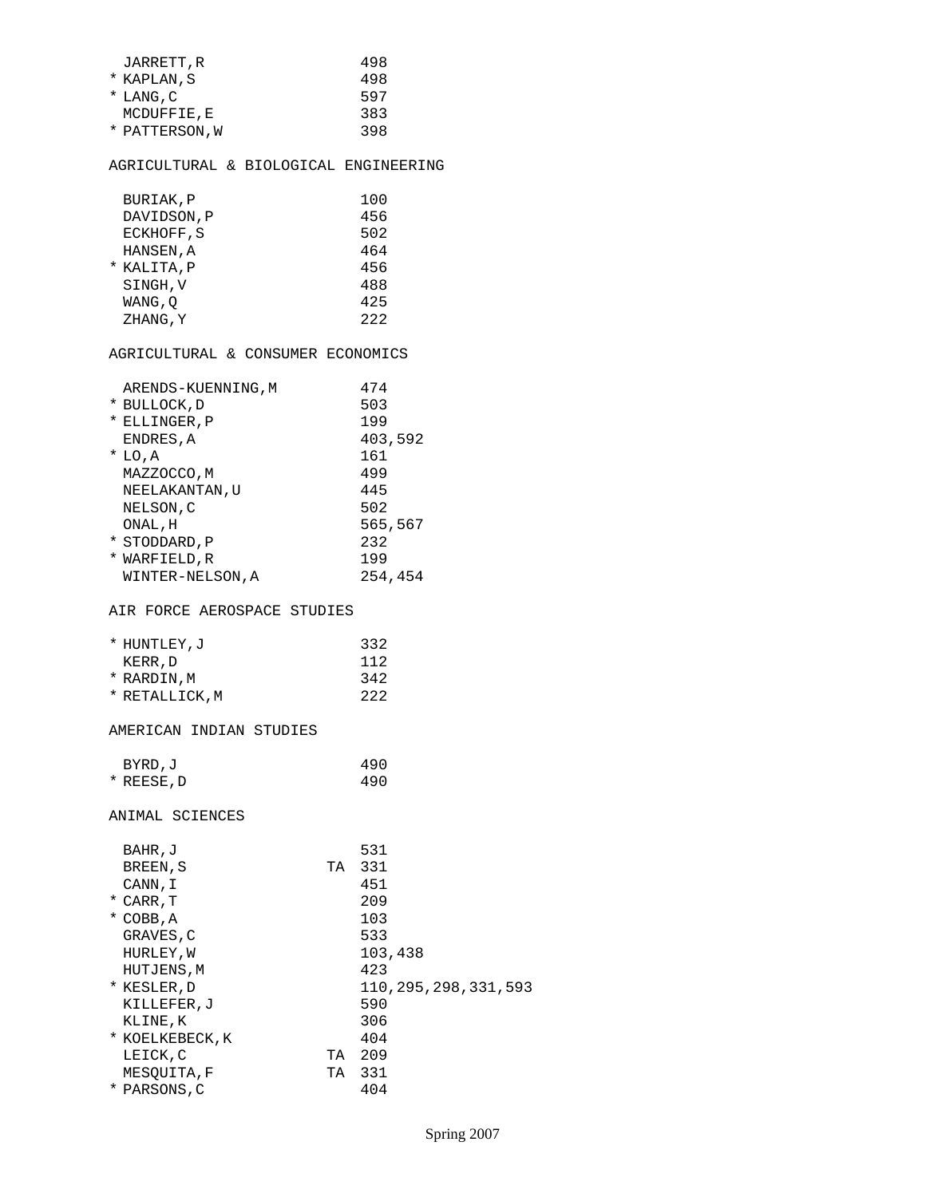| | Name | | Courses |
|---|---|---|---|
| | JARRETT,R | | 498 |
| * | KAPLAN,S | | 498 |
| * | LANG,C | | 597 |
| | MCDUFFIE,E | | 383 |
| * | PATTERSON,W | | 398 |

## AGRICULTURAL & BIOLOGICAL ENGINEERING

| | Name | | Courses |
|---|---|---|---|
| | BURIAK,P | | 100 |
| | DAVIDSON,P | | 456 |
| | ECKHOFF,S | | 502 |
| | HANSEN,A | | 464 |
| * | KALITA,P | | 456 |
| | SINGH,V | | 488 |
| | WANG,Q | | 425 |
| | ZHANG,Y | | 222 |

## AGRICULTURAL & CONSUMER ECONOMICS

| | Name | | Courses |
|---|---|---|---|
| | ARENDS-KUENNING,M | | 474 |
| * | BULLOCK,D | | 503 |
| * | ELLINGER,P | | 199 |
| | ENDRES,A | | 403,592 |
| * | LO,A | | 161 |
| | MAZZOCCO,M | | 499 |
| | NEELAKANTAN,U | | 445 |
| | NELSON,C | | 502 |
| | ONAL,H | | 565,567 |
| * | STODDARD,P | | 232 |
| * | WARFIELD,R | | 199 |
| | WINTER-NELSON,A | | 254,454 |

## AIR FORCE AEROSPACE STUDIES

| | Name | | Courses |
|---|---|---|---|
| * | HUNTLEY,J | | 332 |
| | KERR,D | | 112 |
| * | RARDIN,M | | 342 |
| * | RETALLICK,M | | 222 |

## AMERICAN INDIAN STUDIES

| | Name | | Courses |
|---|---|---|---|
| | BYRD,J | | 490 |
| * | REESE,D | | 490 |

## ANIMAL SCIENCES

| | Name | | Courses |
|---|---|---|---|
| | BAHR,J | | 531 |
| | BREEN,S | TA | 331 |
| | CANN,I | | 451 |
| * | CARR,T | | 209 |
| * | COBB,A | | 103 |
| | GRAVES,C | | 533 |
| | HURLEY,W | | 103,438 |
| | HUTJENS,M | | 423 |
| * | KESLER,D | | 110,295,298,331,593 |
| | KILLEFER,J | | 590 |
| | KLINE,K | | 306 |
| * | KOELKEBECK,K | | 404 |
| | LEICK,C | TA | 209 |
| | MESQUITA,F | TA | 331 |
| * | PARSONS,C | | 404 |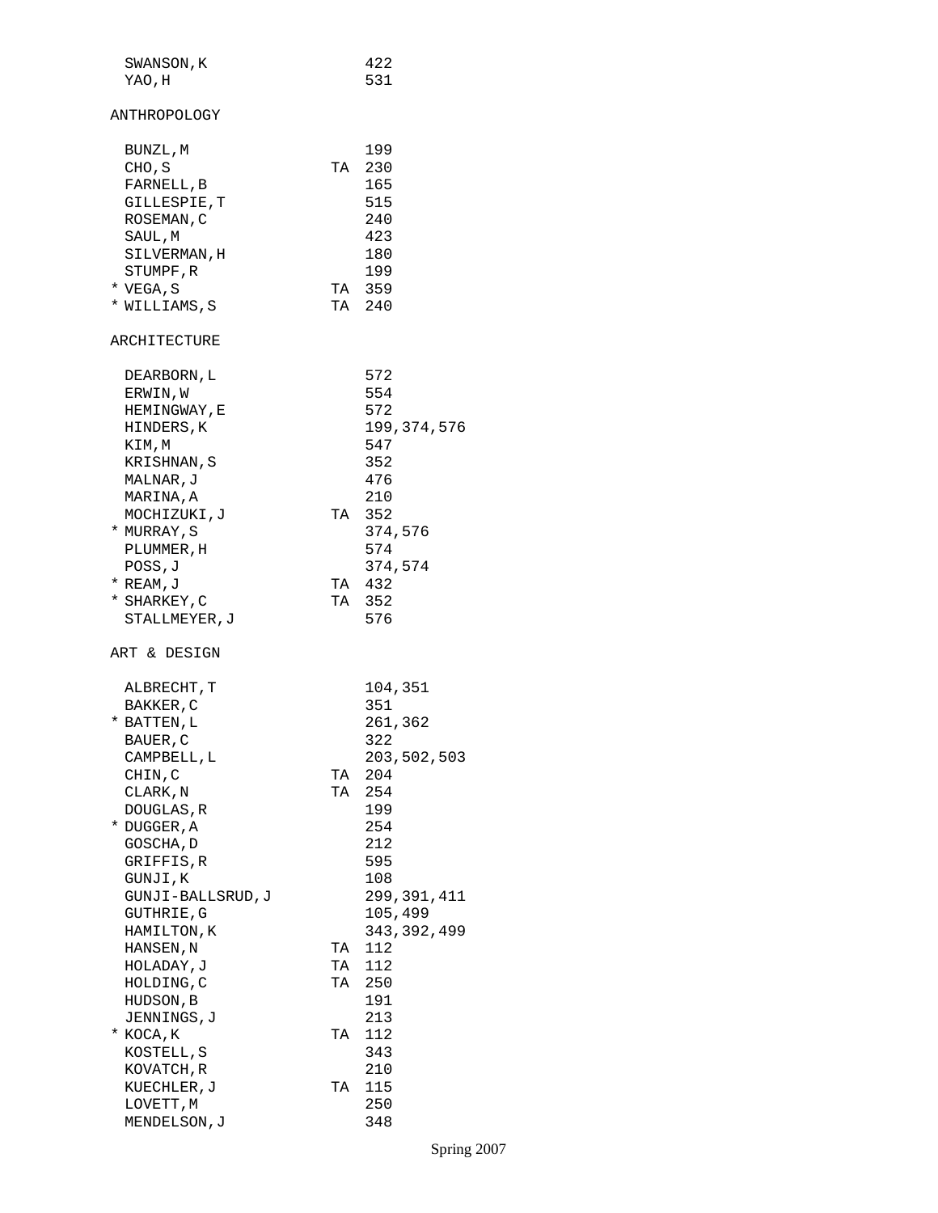| | Name | | Course |
|---|---|---|---|
| | SWANSON,K | | 422 |
| | YAO,H | | 531 |

## ANTHROPOLOGY

| | Name | | Course |
|---|---|---|---|
| | BUNZL,M | | 199 |
| | CHO,S | TA | 230 |
| | FARNELL,B | | 165 |
| | GILLESPIE,T | | 515 |
| | ROSEMAN,C | | 240 |
| | SAUL,M | | 423 |
| | SILVERMAN,H | | 180 |
| | STUMPF,R | | 199 |
| * | VEGA,S | TA | 359 |
| * | WILLIAMS,S | TA | 240 |

## ARCHITECTURE

| | Name | | Course |
|---|---|---|---|
| | DEARBORN,L | | 572 |
| | ERWIN,W | | 554 |
| | HEMINGWAY,E | | 572 |
| | HINDERS,K | | 199,374,576 |
| | KIM,M | | 547 |
| | KRISHNAN,S | | 352 |
| | MALNAR,J | | 476 |
| | MARINA,A | | 210 |
| | MOCHIZUKI,J | TA | 352 |
| * | MURRAY,S | | 374,576 |
| | PLUMMER,H | | 574 |
| | POSS,J | | 374,574 |
| * | REAM,J | TA | 432 |
| * | SHARKEY,C | TA | 352 |
| | STALLMEYER,J | | 576 |

## ART & DESIGN

| | Name | | Course |
|---|---|---|---|
| | ALBRECHT,T | | 104,351 |
| | BAKKER,C | | 351 |
| * | BATTEN,L | | 261,362 |
| | BAUER,C | | 322 |
| | CAMPBELL,L | | 203,502,503 |
| | CHIN,C | TA | 204 |
| | CLARK,N | TA | 254 |
| | DOUGLAS,R | | 199 |
| * | DUGGER,A | | 254 |
| | GOSCHA,D | | 212 |
| | GRIFFIS,R | | 595 |
| | GUNJI,K | | 108 |
| | GUNJI-BALLSRUD,J | | 299,391,411 |
| | GUTHRIE,G | | 105,499 |
| | HAMILTON,K | | 343,392,499 |
| | HANSEN,N | TA | 112 |
| | HOLADAY,J | TA | 112 |
| | HOLDING,C | TA | 250 |
| | HUDSON,B | | 191 |
| | JENNINGS,J | | 213 |
| * | KOCA,K | TA | 112 |
| | KOSTELL,S | | 343 |
| | KOVATCH,R | | 210 |
| | KUECHLER,J | TA | 115 |
| | LOVETT,M | | 250 |
| | MENDELSON,J | | 348 |

Spring 2007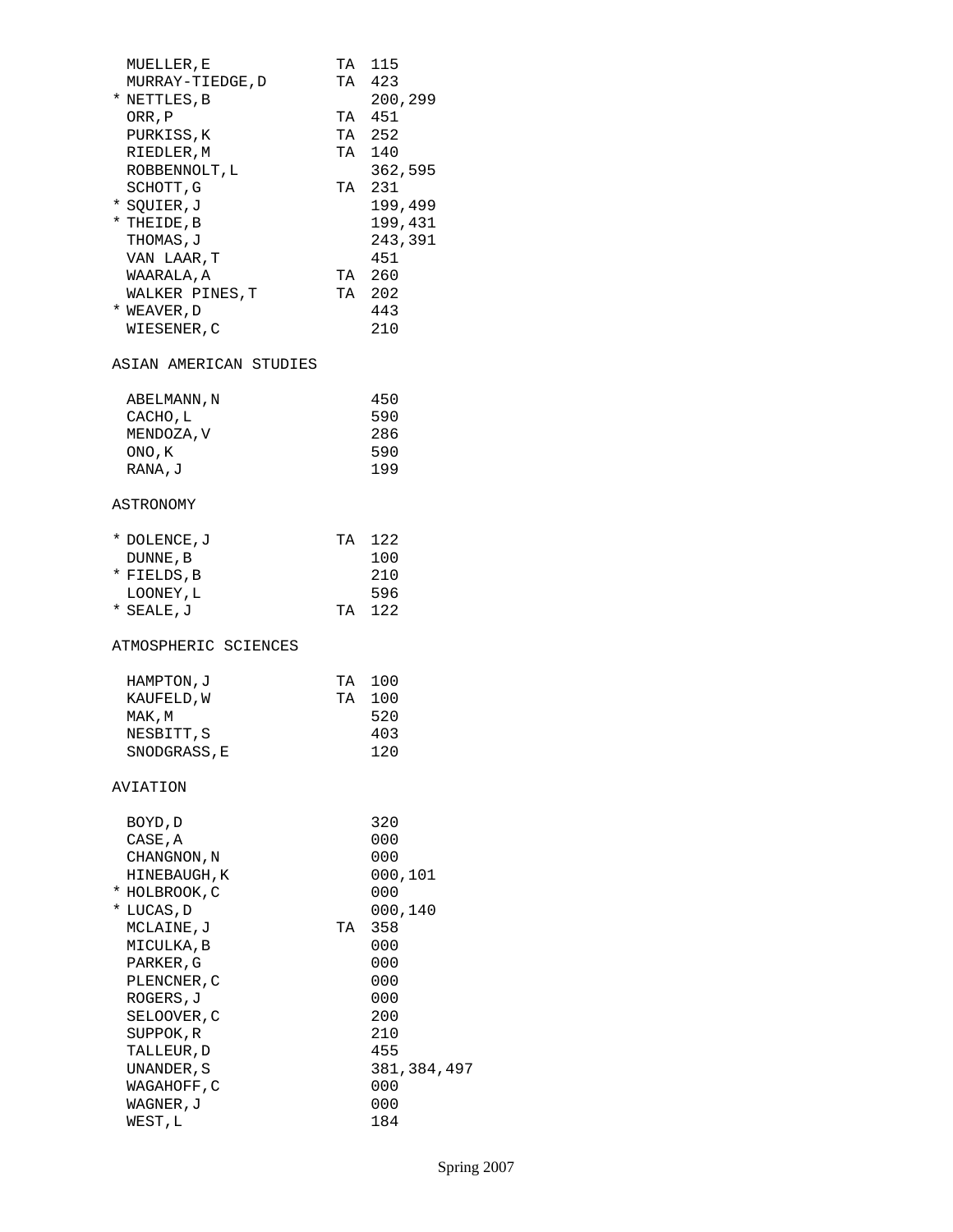| | Name | TA | Courses |
|---|---|---|---|
| | MUELLER,E | TA | 115 |
| | MURRAY-TIEDGE,D | TA | 423 |
| * | NETTLES,B | | 200,299 |
| | ORR,P | TA | 451 |
| | PURKISS,K | TA | 252 |
| | RIEDLER,M | TA | 140 |
| | ROBBENNOLT,L | | 362,595 |
| | SCHOTT,G | TA | 231 |
| * | SQUIER,J | | 199,499 |
| * | THEIDE,B | | 199,431 |
| | THOMAS,J | | 243,391 |
| | VAN LAAR,T | | 451 |
| | WAARALA,A | TA | 260 |
| | WALKER PINES,T | TA | 202 |
| * | WEAVER,D | | 443 |
| | WIESENER,C | | 210 |

## ASIAN AMERICAN STUDIES

| | Name | TA | Courses |
|---|---|---|---|
| | ABELMANN,N | | 450 |
| | CACHO,L | | 590 |
| | MENDOZA,V | | 286 |
| | ONO,K | | 590 |
| | RANA,J | | 199 |

## ASTRONOMY

| | Name | TA | Courses |
|---|---|---|---|
| * | DOLENCE,J | TA | 122 |
| | DUNNE,B | | 100 |
| * | FIELDS,B | | 210 |
| | LOONEY,L | | 596 |
| * | SEALE,J | TA | 122 |

## ATMOSPHERIC SCIENCES

| | Name | TA | Courses |
|---|---|---|---|
| | HAMPTON,J | TA | 100 |
| | KAUFELD,W | TA | 100 |
| | MAK,M | | 520 |
| | NESBITT,S | | 403 |
| | SNODGRASS,E | | 120 |

## AVIATION

| | Name | TA | Courses |
|---|---|---|---|
| | BOYD,D | | 320 |
| | CASE,A | | 000 |
| | CHANGNON,N | | 000 |
| | HINEBAUGH,K | | 000,101 |
| * | HOLBROOK,C | | 000 |
| * | LUCAS,D | | 000,140 |
| | MCLAINE,J | TA | 358 |
| | MICULKA,B | | 000 |
| | PARKER,G | | 000 |
| | PLENCNER,C | | 000 |
| | ROGERS,J | | 000 |
| | SELOOVER,C | | 200 |
| | SUPPOK,R | | 210 |
| | TALLEUR,D | | 455 |
| | UNANDER,S | | 381,384,497 |
| | WAGAHOFF,C | | 000 |
| | WAGNER,J | | 000 |
| | WEST,L | | 184 |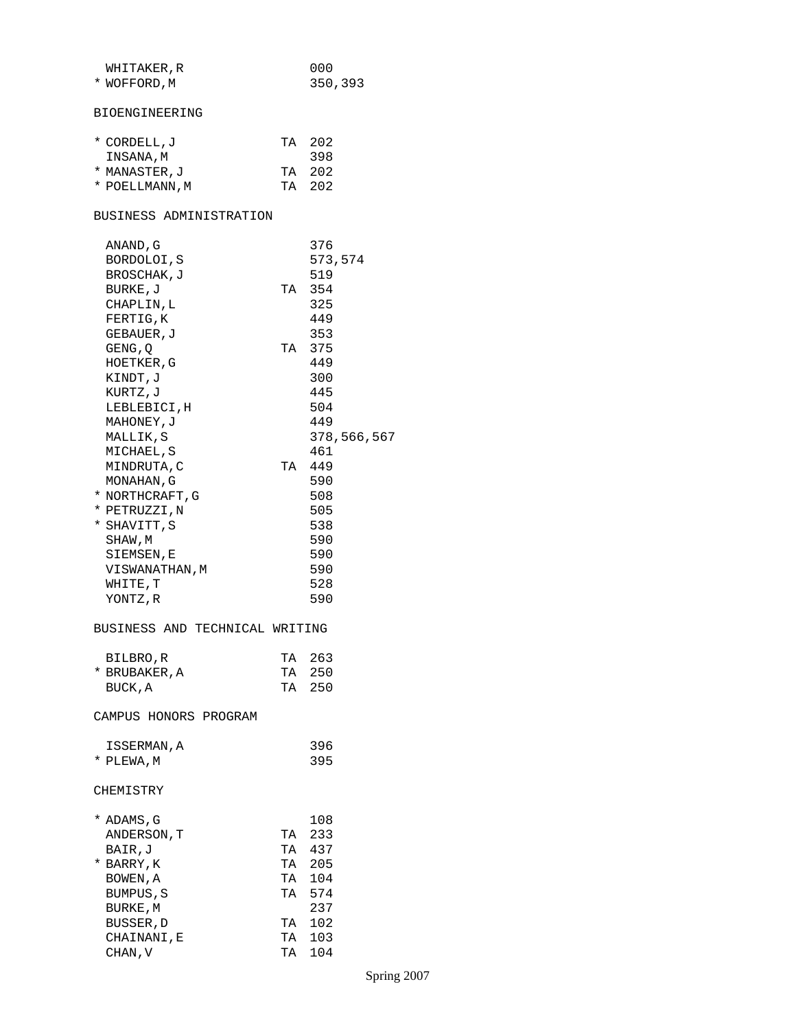| | Name | TA | Courses |
|---|---|---|---|
| | WHITAKER,R | | 000 |
| * | WOFFORD,M | | 350,393 |

## BIOENGINEERING

| | Name | TA | Courses |
|---|---|---|---|
| * | CORDELL,J | TA | 202 |
| | INSANA,M | | 398 |
| * | MANASTER,J | TA | 202 |
| * | POELLMANN,M | TA | 202 |

## BUSINESS ADMINISTRATION

| | Name | TA | Courses |
|---|---|---|---|
| | ANAND,G | | 376 |
| | BORDOLOI,S | | 573,574 |
| | BROSCHAK,J | | 519 |
| | BURKE,J | TA | 354 |
| | CHAPLIN,L | | 325 |
| | FERTIG,K | | 449 |
| | GEBAUER,J | | 353 |
| | GENG,Q | TA | 375 |
| | HOETKER,G | | 449 |
| | KINDT,J | | 300 |
| | KURTZ,J | | 445 |
| | LEBLEBICI,H | | 504 |
| | MAHONEY,J | | 449 |
| | MALLIK,S | | 378,566,567 |
| | MICHAEL,S | | 461 |
| | MINDRUTA,C | TA | 449 |
| | MONAHAN,G | | 590 |
| * | NORTHCRAFT,G | | 508 |
| * | PETRUZZI,N | | 505 |
| * | SHAVITT,S | | 538 |
| | SHAW,M | | 590 |
| | SIEMSEN,E | | 590 |
| | VISWANATHAN,M | | 590 |
| | WHITE,T | | 528 |
| | YONTZ,R | | 590 |

## BUSINESS AND TECHNICAL WRITING

| | Name | TA | Courses |
|---|---|---|---|
| | BILBRO,R | TA | 263 |
| * | BRUBAKER,A | TA | 250 |
| | BUCK,A | TA | 250 |

## CAMPUS HONORS PROGRAM

| | Name | TA | Courses |
|---|---|---|---|
| | ISSERMAN,A | | 396 |
| * | PLEWA,M | | 395 |

## CHEMISTRY

| | Name | TA | Courses |
|---|---|---|---|
| * | ADAMS,G | | 108 |
| | ANDERSON,T | TA | 233 |
| | BAIR,J | TA | 437 |
| * | BARRY,K | TA | 205 |
| | BOWEN,A | TA | 104 |
| | BUMPUS,S | TA | 574 |
| | BURKE,M | | 237 |
| | BUSSER,D | TA | 102 |
| | CHAINANI,E | TA | 103 |
| | CHAN,V | TA | 104 |

Spring 2007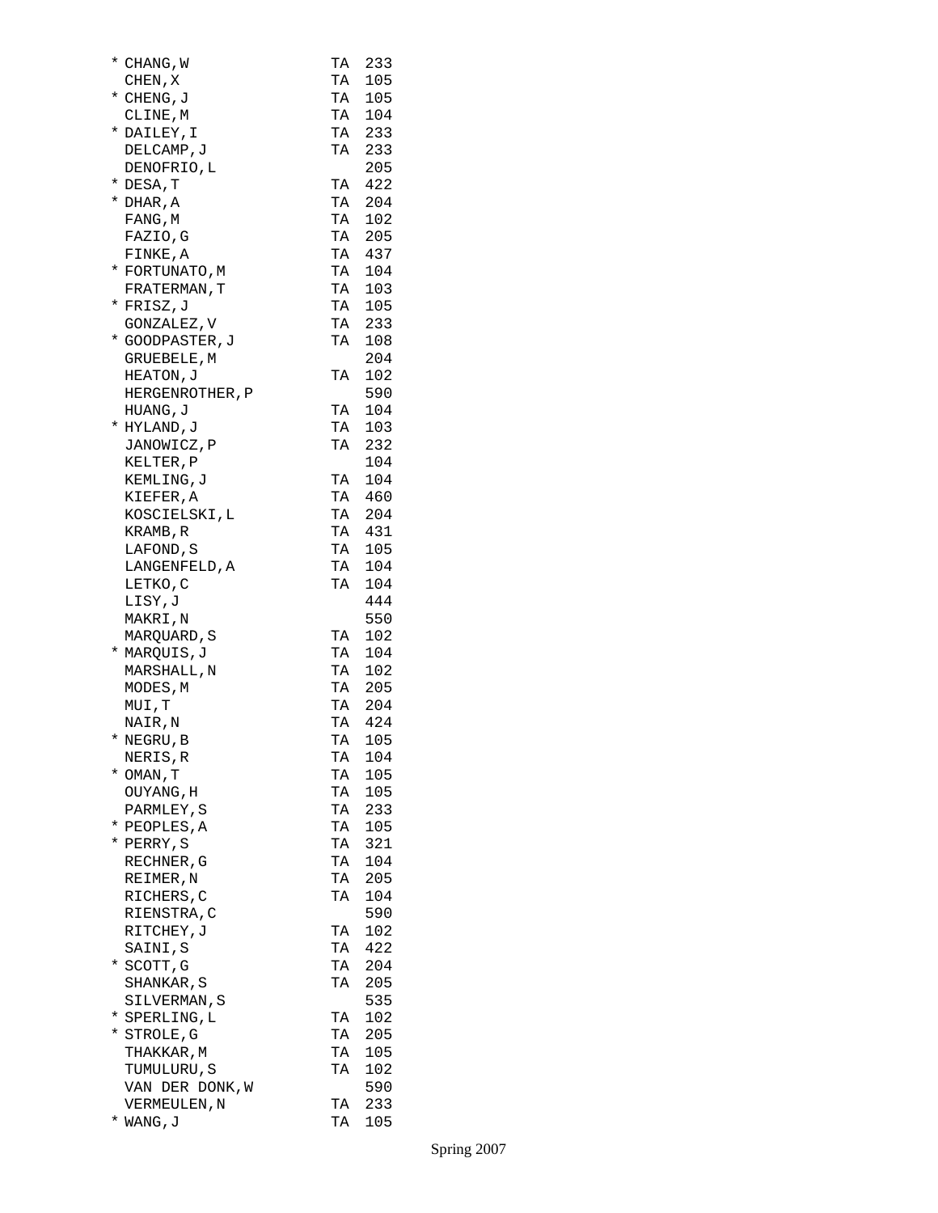| | Name | Role | Room |
|---|---|---|---|
| * | CHANG,W | TA | 233 |
| | CHEN,X | TA | 105 |
| * | CHENG,J | TA | 105 |
| | CLINE,M | TA | 104 |
| * | DAILEY,I | TA | 233 |
| | DELCAMP,J | TA | 233 |
| | DENOFRIO,L | | 205 |
| * | DESA,T | TA | 422 |
| * | DHAR,A | TA | 204 |
| | FANG,M | TA | 102 |
| | FAZIO,G | TA | 205 |
| | FINKE,A | TA | 437 |
| * | FORTUNATO,M | TA | 104 |
| | FRATERMAN,T | TA | 103 |
| * | FRISZ,J | TA | 105 |
| | GONZALEZ,V | TA | 233 |
| * | GOODPASTER,J | TA | 108 |
| | GRUEBELE,M | | 204 |
| | HEATON,J | TA | 102 |
| | HERGENROTHER,P | | 590 |
| | HUANG,J | TA | 104 |
| * | HYLAND,J | TA | 103 |
| | JANOWICZ,P | TA | 232 |
| | KELTER,P | | 104 |
| | KEMLING,J | TA | 104 |
| | KIEFER,A | TA | 460 |
| | KOSCIELSKI,L | TA | 204 |
| | KRAMB,R | TA | 431 |
| | LAFOND,S | TA | 105 |
| | LANGENFELD,A | TA | 104 |
| | LETKO,C | TA | 104 |
| | LISY,J | | 444 |
| | MAKRI,N | | 550 |
| | MARQUARD,S | TA | 102 |
| * | MARQUIS,J | TA | 104 |
| | MARSHALL,N | TA | 102 |
| | MODES,M | TA | 205 |
| | MUI,T | TA | 204 |
| | NAIR,N | TA | 424 |
| * | NEGRU,B | TA | 105 |
| | NERIS,R | TA | 104 |
| * | OMAN,T | TA | 105 |
| | OUYANG,H | TA | 105 |
| | PARMLEY,S | TA | 233 |
| * | PEOPLES,A | TA | 105 |
| * | PERRY,S | TA | 321 |
| | RECHNER,G | TA | 104 |
| | REIMER,N | TA | 205 |
| | RICHERS,C | TA | 104 |
| | RIENSTRA,C | | 590 |
| | RITCHEY,J | TA | 102 |
| | SAINI,S | TA | 422 |
| * | SCOTT,G | TA | 204 |
| | SHANKAR,S | TA | 205 |
| | SILVERMAN,S | | 535 |
| * | SPERLING,L | TA | 102 |
| * | STROLE,G | TA | 205 |
| | THAKKAR,M | TA | 105 |
| | TUMULURU,S | TA | 102 |
| | VAN DER DONK,W | | 590 |
| | VERMEULEN,N | TA | 233 |
| * | WANG,J | TA | 105 |

Spring 2007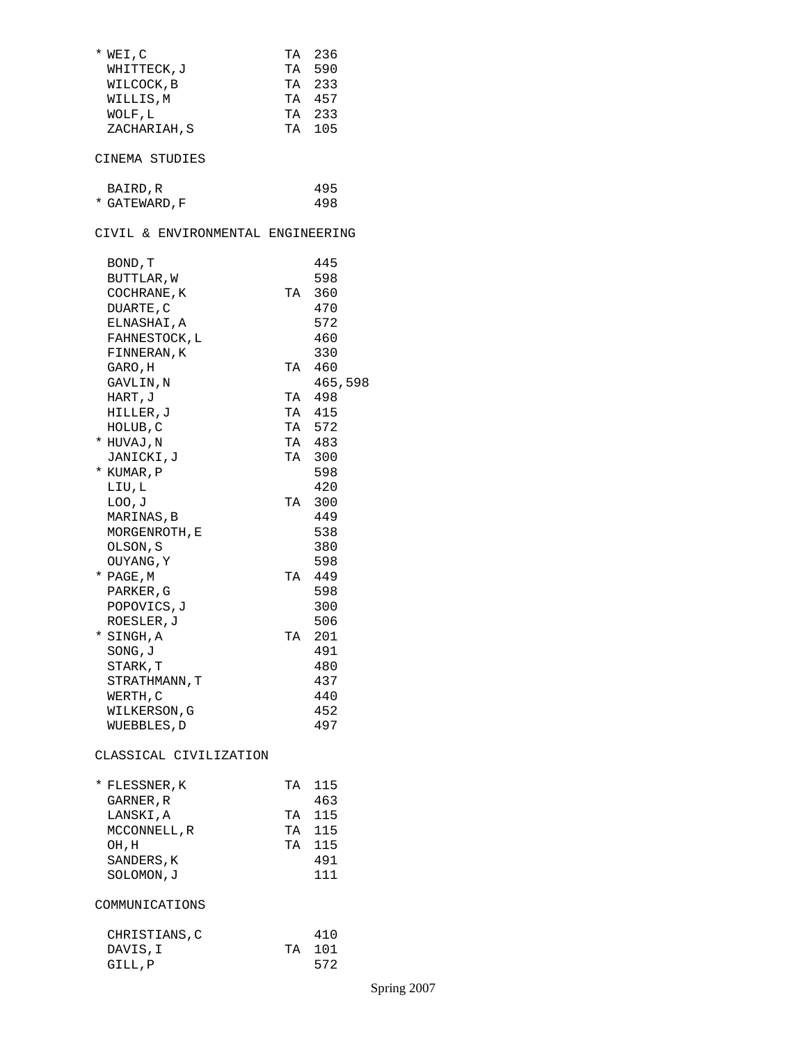```
* WEI,C              TA 236
  WHITTECK,J         TA 590
  WILCOCK,B          TA 233
  WILLIS,M           TA 457
  WOLF,L             TA 233
  ZACHARIAH,S        TA 105
```

CINEMA STUDIES

```
  BAIRD,R               495
* GATEWARD,F            498
```

CIVIL & ENVIRONMENTAL ENGINEERING

```
  BOND,T                445
  BUTTLAR,W             598
  COCHRANE,K         TA 360
  DUARTE,C              470
  ELNASHAI,A            572
  FAHNESTOCK,L          460
  FINNERAN,K            330
  GARO,H             TA 460
  GAVLIN,N              465,598
  HART,J             TA 498
  HILLER,J           TA 415
  HOLUB,C            TA 572
* HUVAJ,N            TA 483
  JANICKI,J          TA 300
* KUMAR,P               598
  LIU,L                 420
  LOO,J              TA 300
  MARINAS,B             449
  MORGENROTH,E          538
  OLSON,S               380
  OUYANG,Y              598
* PAGE,M             TA 449
  PARKER,G              598
  POPOVICS,J            300
  ROESLER,J             506
* SINGH,A            TA 201
  SONG,J                491
  STARK,T               480
  STRATHMANN,T          437
  WERTH,C               440
  WILKERSON,G           452
  WUEBBLES,D            497
```

CLASSICAL CIVILIZATION

```
* FLESSNER,K         TA 115
  GARNER,R              463
  LANSKI,A           TA 115
  MCCONNELL,R        TA 115
  OH,H               TA 115
  SANDERS,K             491
  SOLOMON,J             111
```

COMMUNICATIONS

```
  CHRISTIANS,C          410
  DAVIS,I            TA 101
  GILL,P                572
```

Spring 2007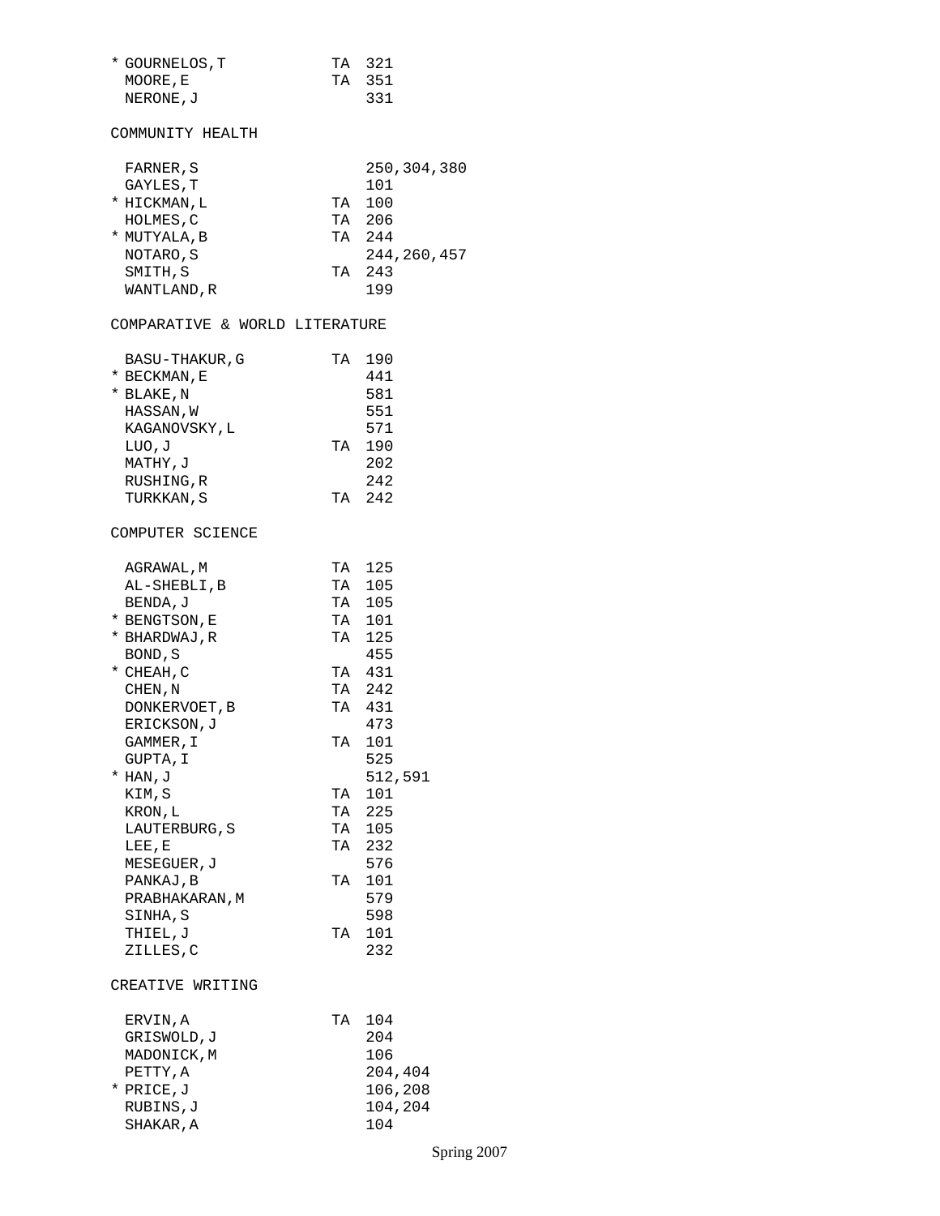| | Name | TA | Courses |
|---|---|---|---|
| * | GOURNELOS,T | TA | 321 |
| | MOORE,E | TA | 351 |
| | NERONE,J | | 331 |

## COMMUNITY HEALTH

| | Name | TA | Courses |
|---|---|---|---|
| | FARNER,S | | 250,304,380 |
| | GAYLES,T | | 101 |
| * | HICKMAN,L | TA | 100 |
| | HOLMES,C | TA | 206 |
| * | MUTYALA,B | TA | 244 |
| | NOTARO,S | | 244,260,457 |
| | SMITH,S | TA | 243 |
| | WANTLAND,R | | 199 |

## COMPARATIVE & WORLD LITERATURE

| | Name | TA | Courses |
|---|---|---|---|
| | BASU-THAKUR,G | TA | 190 |
| * | BECKMAN,E | | 441 |
| * | BLAKE,N | | 581 |
| | HASSAN,W | | 551 |
| | KAGANOVSKY,L | | 571 |
| | LUO,J | TA | 190 |
| | MATHY,J | | 202 |
| | RUSHING,R | | 242 |
| | TURKKAN,S | TA | 242 |

## COMPUTER SCIENCE

| | Name | TA | Courses |
|---|---|---|---|
| | AGRAWAL,M | TA | 125 |
| | AL-SHEBLI,B | TA | 105 |
| | BENDA,J | TA | 105 |
| * | BENGTSON,E | TA | 101 |
| * | BHARDWAJ,R | TA | 125 |
| | BOND,S | | 455 |
| * | CHEAH,C | TA | 431 |
| | CHEN,N | TA | 242 |
| | DONKERVOET,B | TA | 431 |
| | ERICKSON,J | | 473 |
| | GAMMER,I | TA | 101 |
| | GUPTA,I | | 525 |
| * | HAN,J | | 512,591 |
| | KIM,S | TA | 101 |
| | KRON,L | TA | 225 |
| | LAUTERBURG,S | TA | 105 |
| | LEE,E | TA | 232 |
| | MESEGUER,J | | 576 |
| | PANKAJ,B | TA | 101 |
| | PRABHAKARAN,M | | 579 |
| | SINHA,S | | 598 |
| | THIEL,J | TA | 101 |
| | ZILLES,C | | 232 |

## CREATIVE WRITING

| | Name | TA | Courses |
|---|---|---|---|
| | ERVIN,A | TA | 104 |
| | GRISWOLD,J | | 204 |
| | MADONICK,M | | 106 |
| | PETTY,A | | 204,404 |
| * | PRICE,J | | 106,208 |
| | RUBINS,J | | 104,204 |
| | SHAKAR,A | | 104 |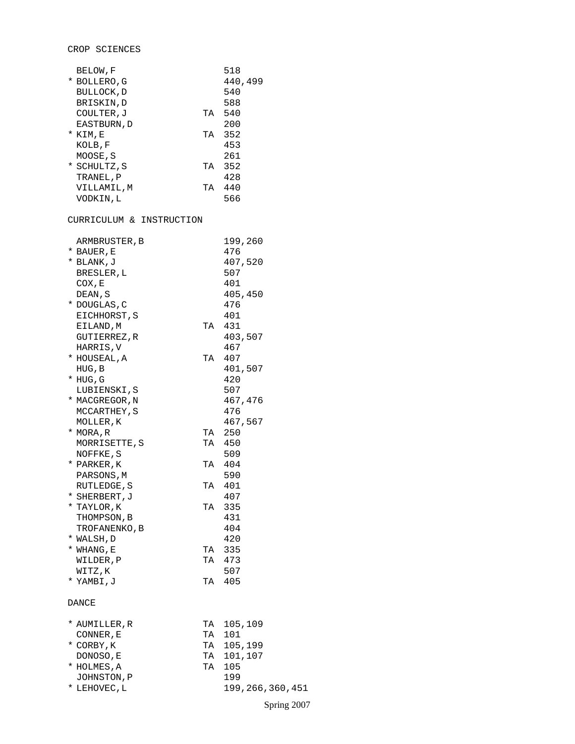## CROP SCIENCES

| | Name | TA | Courses |
|---|---|---|---|
| | BELOW,F | | 518 |
| * | BOLLERO,G | | 440,499 |
| | BULLOCK,D | | 540 |
| | BRISKIN,D | | 588 |
| | COULTER,J | TA | 540 |
| | EASTBURN,D | | 200 |
| * | KIM,E | TA | 352 |
| | KOLB,F | | 453 |
| | MOOSE,S | | 261 |
| * | SCHULTZ,S | TA | 352 |
| | TRANEL,P | | 428 |
| | VILLAMIL,M | TA | 440 |
| | VODKIN,L | | 566 |

## CURRICULUM & INSTRUCTION

| | Name | TA | Courses |
|---|---|---|---|
| | ARMBRUSTER,B | | 199,260 |
| * | BAUER,E | | 476 |
| * | BLANK,J | | 407,520 |
| | BRESLER,L | | 507 |
| | COX,E | | 401 |
| | DEAN,S | | 405,450 |
| * | DOUGLAS,C | | 476 |
| | EICHHORST,S | | 401 |
| | EILAND,M | TA | 431 |
| | GUTIERREZ,R | | 403,507 |
| | HARRIS,V | | 467 |
| * | HOUSEAL,A | TA | 407 |
| | HUG,B | | 401,507 |
| * | HUG,G | | 420 |
| | LUBIENSKI,S | | 507 |
| * | MACGREGOR,N | | 467,476 |
| | MCCARTHEY,S | | 476 |
| | MOLLER,K | | 467,567 |
| * | MORA,R | TA | 250 |
| | MORRISETTE,S | TA | 450 |
| | NOFFKE,S | | 509 |
| * | PARKER,K | TA | 404 |
| | PARSONS,M | | 590 |
| | RUTLEDGE,S | TA | 401 |
| * | SHERBERT,J | | 407 |
| * | TAYLOR,K | TA | 335 |
| | THOMPSON,B | | 431 |
| | TROFANENKO,B | | 404 |
| * | WALSH,D | | 420 |
| * | WHANG,E | TA | 335 |
| | WILDER,P | TA | 473 |
| | WITZ,K | | 507 |
| * | YAMBI,J | TA | 405 |

## DANCE

| | Name | TA | Courses |
|---|---|---|---|
| * | AUMILLER,R | TA | 105,109 |
| | CONNER,E | TA | 101 |
| * | CORBY,K | TA | 105,199 |
| | DONOSO,E | TA | 101,107 |
| * | HOLMES,A | TA | 105 |
| | JOHNSTON,P | | 199 |
| * | LEHOVEC,L | | 199,266,360,451 |

Spring 2007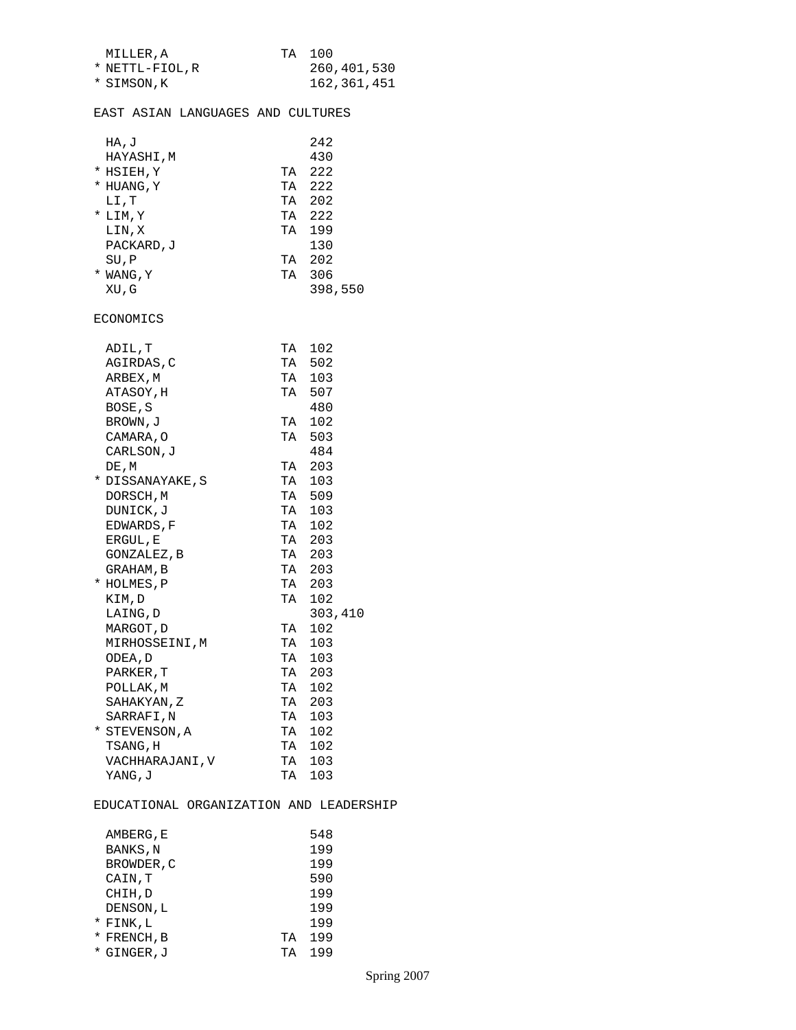| | Name | TA | Courses |
|---|---|---|---|
| | MILLER,A | TA | 100 |
| * | NETTL-FIOL,R | | 260,401,530 |
| * | SIMSON,K | | 162,361,451 |

## EAST ASIAN LANGUAGES AND CULTURES

| | Name | TA | Courses |
|---|---|---|---|
| | HA,J | | 242 |
| | HAYASHI,M | | 430 |
| * | HSIEH,Y | TA | 222 |
| * | HUANG,Y | TA | 222 |
| | LI,T | TA | 202 |
| * | LIM,Y | TA | 222 |
| | LIN,X | TA | 199 |
| | PACKARD,J | | 130 |
| | SU,P | TA | 202 |
| * | WANG,Y | TA | 306 |
| | XU,G | | 398,550 |

## ECONOMICS

| | Name | TA | Courses |
|---|---|---|---|
| | ADIL,T | TA | 102 |
| | AGIRDAS,C | TA | 502 |
| | ARBEX,M | TA | 103 |
| | ATASOY,H | TA | 507 |
| | BOSE,S | | 480 |
| | BROWN,J | TA | 102 |
| | CAMARA,O | TA | 503 |
| | CARLSON,J | | 484 |
| | DE,M | TA | 203 |
| * | DISSANAYAKE,S | TA | 103 |
| | DORSCH,M | TA | 509 |
| | DUNICK,J | TA | 103 |
| | EDWARDS,F | TA | 102 |
| | ERGUL,E | TA | 203 |
| | GONZALEZ,B | TA | 203 |
| | GRAHAM,B | TA | 203 |
| * | HOLMES,P | TA | 203 |
| | KIM,D | TA | 102 |
| | LAING,D | | 303,410 |
| | MARGOT,D | TA | 102 |
| | MIRHOSSEINI,M | TA | 103 |
| | ODEA,D | TA | 103 |
| | PARKER,T | TA | 203 |
| | POLLAK,M | TA | 102 |
| | SAHAKYAN,Z | TA | 203 |
| | SARRAFI,N | TA | 103 |
| * | STEVENSON,A | TA | 102 |
| | TSANG,H | TA | 102 |
| | VACHHARAJANI,V | TA | 103 |
| | YANG,J | TA | 103 |

## EDUCATIONAL ORGANIZATION AND LEADERSHIP

| | Name | TA | Courses |
|---|---|---|---|
| | AMBERG,E | | 548 |
| | BANKS,N | | 199 |
| | BROWDER,C | | 199 |
| | CAIN,T | | 590 |
| | CHIH,D | | 199 |
| | DENSON,L | | 199 |
| * | FINK,L | | 199 |
| * | FRENCH,B | TA | 199 |
| * | GINGER,J | TA | 199 |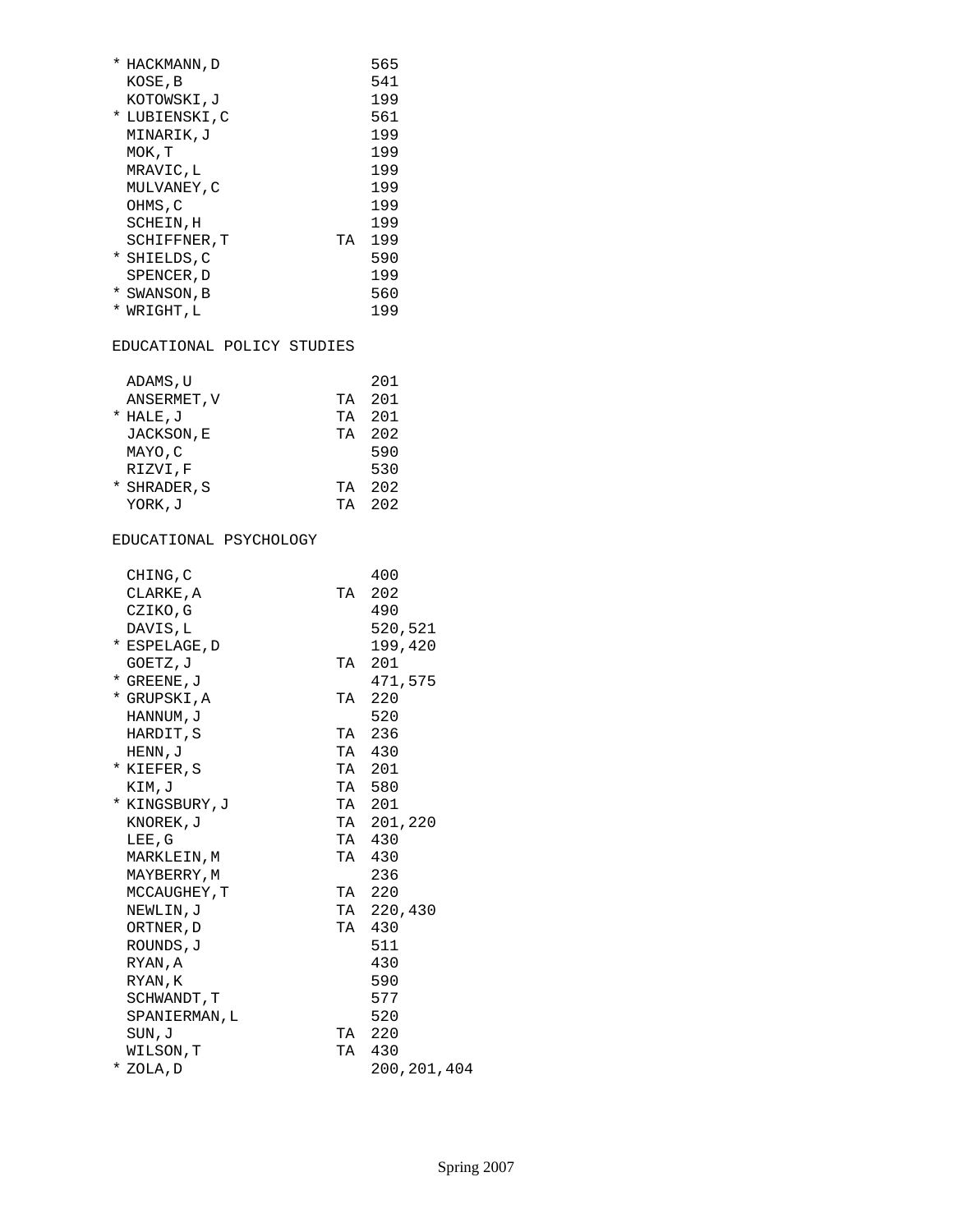| | Name | | Course |
|---|---|---|---|
| * | HACKMANN,D | | 565 |
| | KOSE,B | | 541 |
| | KOTOWSKI,J | | 199 |
| * | LUBIENSKI,C | | 561 |
| | MINARIK,J | | 199 |
| | MOK,T | | 199 |
| | MRAVIC,L | | 199 |
| | MULVANEY,C | | 199 |
| | OHMS,C | | 199 |
| | SCHEIN,H | | 199 |
| | SCHIFFNER,T | TA | 199 |
| * | SHIELDS,C | | 590 |
| | SPENCER,D | | 199 |
| * | SWANSON,B | | 560 |
| * | WRIGHT,L | | 199 |

## EDUCATIONAL POLICY STUDIES

| | Name | | Course |
|---|---|---|---|
| | ADAMS,U | | 201 |
| | ANSERMET,V | TA | 201 |
| * | HALE,J | TA | 201 |
| | JACKSON,E | TA | 202 |
| | MAYO,C | | 590 |
| | RIZVI,F | | 530 |
| * | SHRADER,S | TA | 202 |
| | YORK,J | TA | 202 |

## EDUCATIONAL PSYCHOLOGY

| | Name | | Course |
|---|---|---|---|
| | CHING,C | | 400 |
| | CLARKE,A | TA | 202 |
| | CZIKO,G | | 490 |
| | DAVIS,L | | 520,521 |
| * | ESPELAGE,D | | 199,420 |
| | GOETZ,J | TA | 201 |
| * | GREENE,J | | 471,575 |
| * | GRUPSKI,A | TA | 220 |
| | HANNUM,J | | 520 |
| | HARDIT,S | TA | 236 |
| | HENN,J | TA | 430 |
| * | KIEFER,S | TA | 201 |
| | KIM,J | TA | 580 |
| * | KINGSBURY,J | TA | 201 |
| | KNOREK,J | TA | 201,220 |
| | LEE,G | TA | 430 |
| | MARKLEIN,M | TA | 430 |
| | MAYBERRY,M | | 236 |
| | MCCAUGHEY,T | TA | 220 |
| | NEWLIN,J | TA | 220,430 |
| | ORTNER,D | TA | 430 |
| | ROUNDS,J | | 511 |
| | RYAN,A | | 430 |
| | RYAN,K | | 590 |
| | SCHWANDT,T | | 577 |
| | SPANIERMAN,L | | 520 |
| | SUN,J | TA | 220 |
| | WILSON,T | TA | 430 |
| * | ZOLA,D | | 200,201,404 |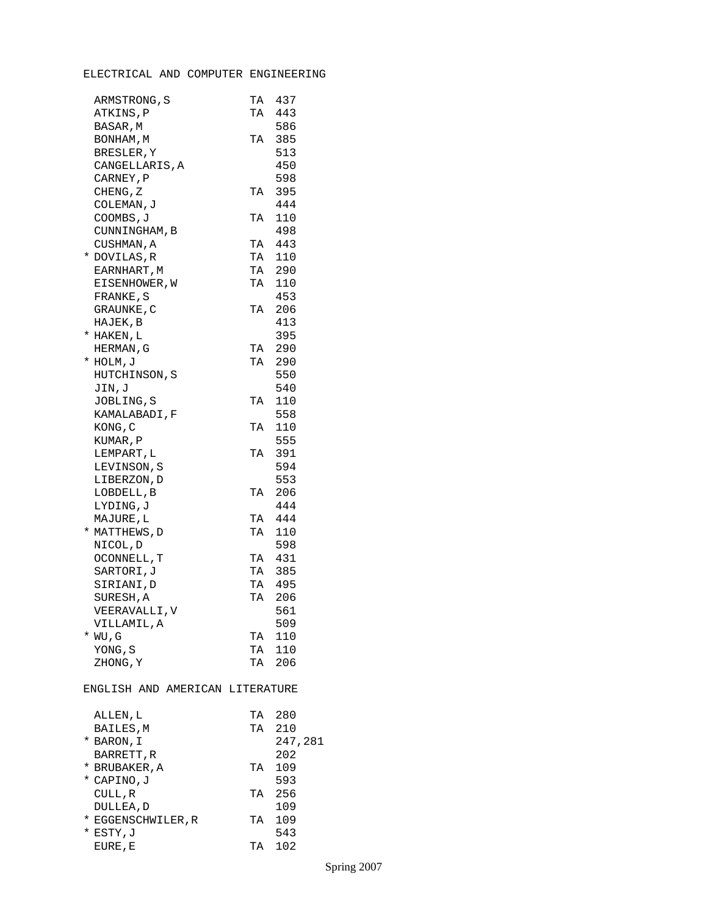## ELECTRICAL AND COMPUTER ENGINEERING

| | Name | | Course |
|---|---|---|---|
| | ARMSTRONG,S | TA | 437 |
| | ATKINS,P | TA | 443 |
| | BASAR,M | | 586 |
| | BONHAM,M | TA | 385 |
| | BRESLER,Y | | 513 |
| | CANGELLARIS,A | | 450 |
| | CARNEY,P | | 598 |
| | CHENG,Z | TA | 395 |
| | COLEMAN,J | | 444 |
| | COOMBS,J | TA | 110 |
| | CUNNINGHAM,B | | 498 |
| | CUSHMAN,A | TA | 443 |
| * | DOVILAS,R | TA | 110 |
| | EARNHART,M | TA | 290 |
| | EISENHOWER,W | TA | 110 |
| | FRANKE,S | | 453 |
| | GRAUNKE,C | TA | 206 |
| | HAJEK,B | | 413 |
| * | HAKEN,L | | 395 |
| | HERMAN,G | TA | 290 |
| * | HOLM,J | TA | 290 |
| | HUTCHINSON,S | | 550 |
| | JIN,J | | 540 |
| | JOBLING,S | TA | 110 |
| | KAMALABADI,F | | 558 |
| | KONG,C | TA | 110 |
| | KUMAR,P | | 555 |
| | LEMPART,L | TA | 391 |
| | LEVINSON,S | | 594 |
| | LIBERZON,D | | 553 |
| | LOBDELL,B | TA | 206 |
| | LYDING,J | | 444 |
| | MAJURE,L | TA | 444 |
| * | MATTHEWS,D | TA | 110 |
| | NICOL,D | | 598 |
| | OCONNELL,T | TA | 431 |
| | SARTORI,J | TA | 385 |
| | SIRIANI,D | TA | 495 |
| | SURESH,A | TA | 206 |
| | VEERAVALLI,V | | 561 |
| | VILLAMIL,A | | 509 |
| * | WU,G | TA | 110 |
| | YONG,S | TA | 110 |
| | ZHONG,Y | TA | 206 |

## ENGLISH AND AMERICAN LITERATURE

| | Name | | Course |
|---|---|---|---|
| | ALLEN,L | TA | 280 |
| | BAILES,M | TA | 210 |
| * | BARON,I | | 247,281 |
| | BARRETT,R | | 202 |
| * | BRUBAKER,A | TA | 109 |
| * | CAPINO,J | | 593 |
| | CULL,R | TA | 256 |
| | DULLEA,D | | 109 |
| * | EGGENSCHWILER,R | TA | 109 |
| * | ESTY,J | | 543 |
| | EURE,E | TA | 102 |

Spring 2007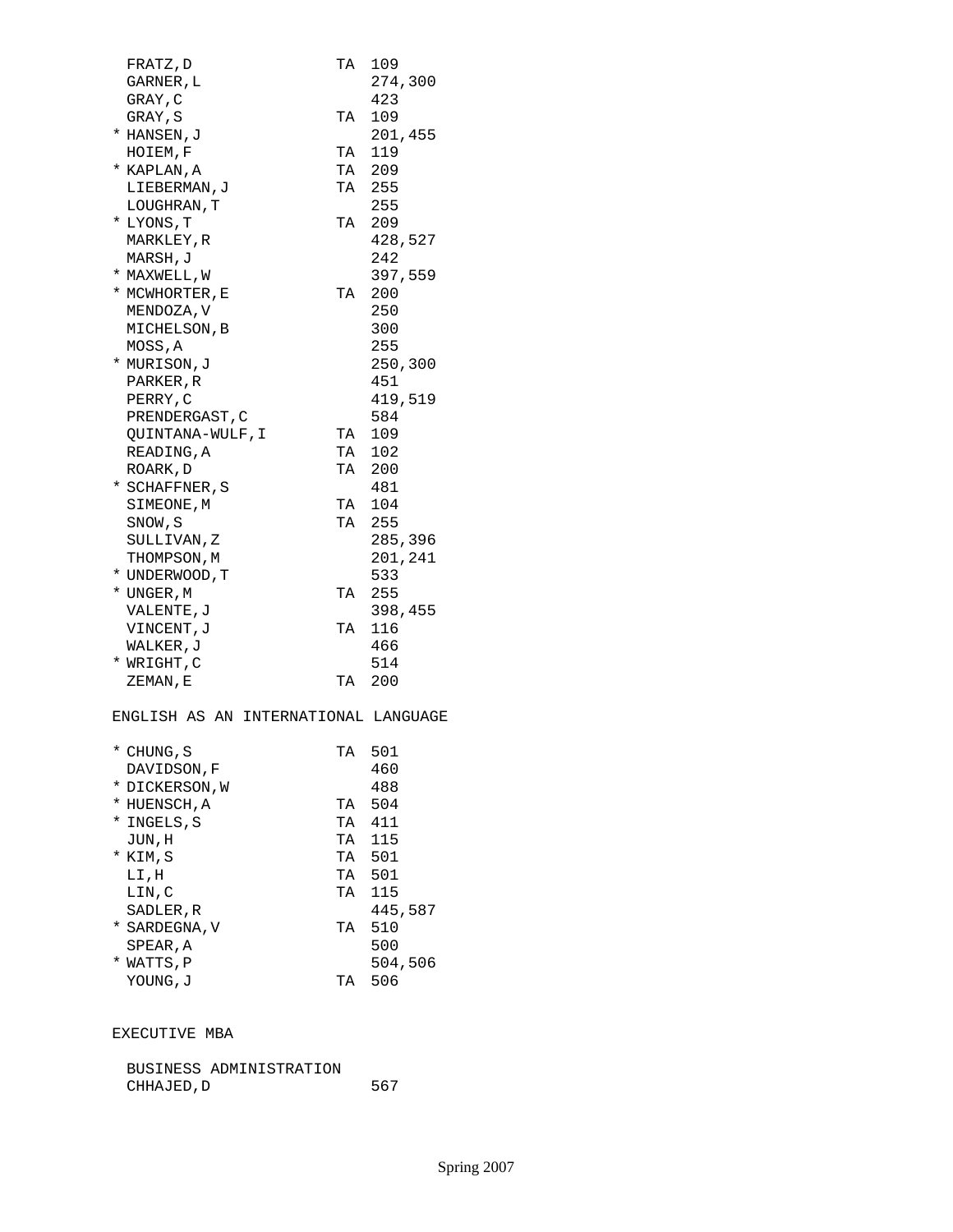| | Name | TA | Course |
|---|---|---|---|
| | FRATZ,D | TA | 109 |
| | GARNER,L | | 274,300 |
| | GRAY,C | | 423 |
| | GRAY,S | TA | 109 |
| * | HANSEN,J | | 201,455 |
| | HOIEM,F | TA | 119 |
| * | KAPLAN,A | TA | 209 |
| | LIEBERMAN,J | TA | 255 |
| | LOUGHRAN,T | | 255 |
| * | LYONS,T | TA | 209 |
| | MARKLEY,R | | 428,527 |
| | MARSH,J | | 242 |
| * | MAXWELL,W | | 397,559 |
| * | MCWHORTER,E | TA | 200 |
| | MENDOZA,V | | 250 |
| | MICHELSON,B | | 300 |
| | MOSS,A | | 255 |
| * | MURISON,J | | 250,300 |
| | PARKER,R | | 451 |
| | PERRY,C | | 419,519 |
| | PRENDERGAST,C | | 584 |
| | QUINTANA-WULF,I | TA | 109 |
| | READING,A | TA | 102 |
| | ROARK,D | TA | 200 |
| * | SCHAFFNER,S | | 481 |
| | SIMEONE,M | TA | 104 |
| | SNOW,S | TA | 255 |
| | SULLIVAN,Z | | 285,396 |
| | THOMPSON,M | | 201,241 |
| * | UNDERWOOD,T | | 533 |
| * | UNGER,M | TA | 255 |
| | VALENTE,J | | 398,455 |
| | VINCENT,J | TA | 116 |
| | WALKER,J | | 466 |
| * | WRIGHT,C | | 514 |
| | ZEMAN,E | TA | 200 |

## ENGLISH AS AN INTERNATIONAL LANGUAGE

| | Name | TA | Course |
|---|---|---|---|
| * | CHUNG,S | TA | 501 |
| | DAVIDSON,F | | 460 |
| * | DICKERSON,W | | 488 |
| * | HUENSCH,A | TA | 504 |
| * | INGELS,S | TA | 411 |
| | JUN,H | TA | 115 |
| * | KIM,S | TA | 501 |
| | LI,H | TA | 501 |
| | LIN,C | TA | 115 |
| | SADLER,R | | 445,587 |
| * | SARDEGNA,V | TA | 510 |
| | SPEAR,A | | 500 |
| * | WATTS,P | | 504,506 |
| | YOUNG,J | TA | 506 |

## EXECUTIVE MBA

### BUSINESS ADMINISTRATION

| | Name | TA | Course |
|---|---|---|---|
| | CHHAJED,D | | 567 |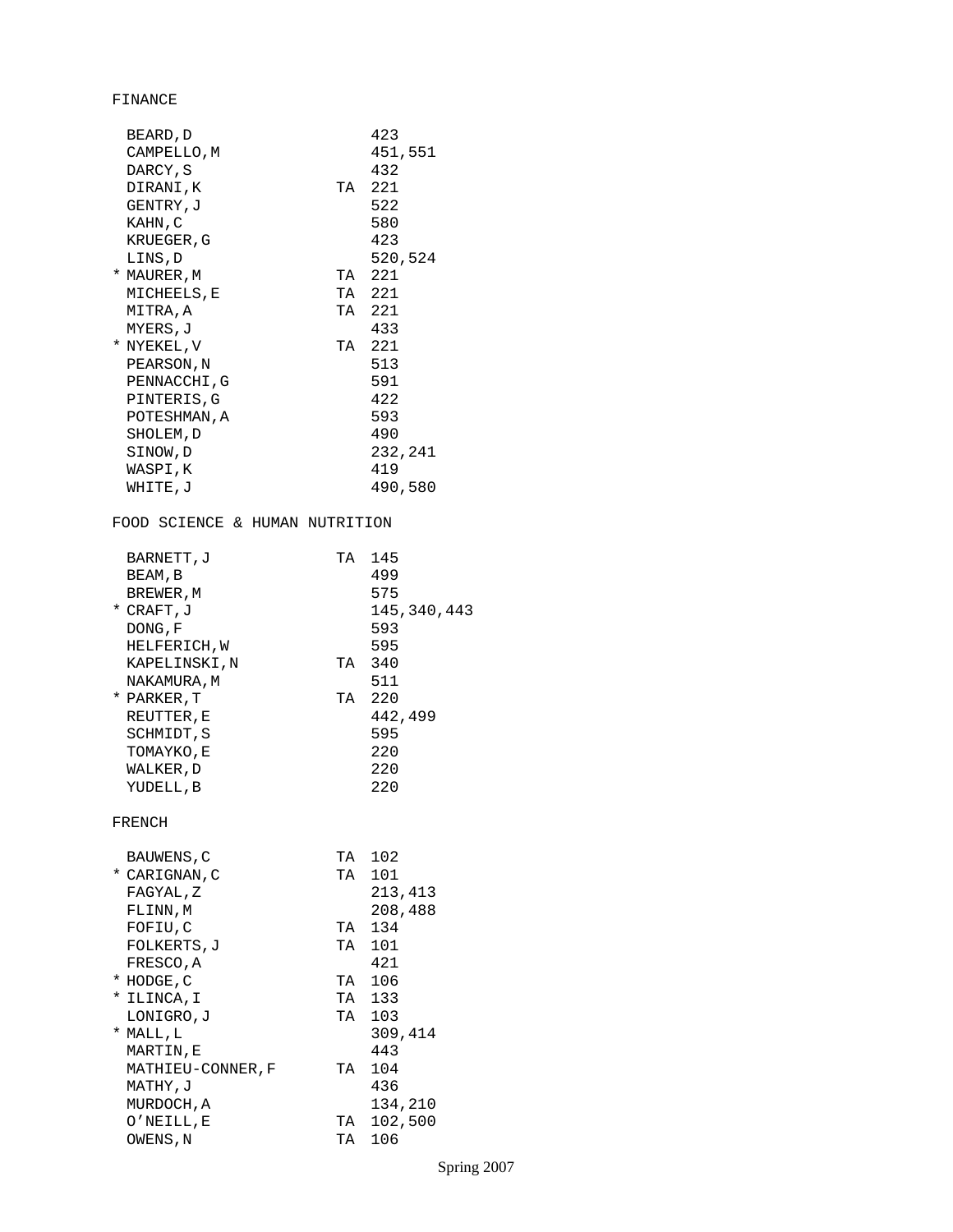## FINANCE

| | Name | TA | Courses |
|---|---|---|---|
| | BEARD,D | | 423 |
| | CAMPELLO,M | | 451,551 |
| | DARCY,S | | 432 |
| | DIRANI,K | TA | 221 |
| | GENTRY,J | | 522 |
| | KAHN,C | | 580 |
| | KRUEGER,G | | 423 |
| | LINS,D | | 520,524 |
| * | MAURER,M | TA | 221 |
| | MICHEELS,E | TA | 221 |
| | MITRA,A | TA | 221 |
| | MYERS,J | | 433 |
| * | NYEKEL,V | TA | 221 |
| | PEARSON,N | | 513 |
| | PENNACCHI,G | | 591 |
| | PINTERIS,G | | 422 |
| | POTESHMAN,A | | 593 |
| | SHOLEM,D | | 490 |
| | SINOW,D | | 232,241 |
| | WASPI,K | | 419 |
| | WHITE,J | | 490,580 |

## FOOD SCIENCE & HUMAN NUTRITION

| | Name | TA | Courses |
|---|---|---|---|
| | BARNETT,J | TA | 145 |
| | BEAM,B | | 499 |
| | BREWER,M | | 575 |
| * | CRAFT,J | | 145,340,443 |
| | DONG,F | | 593 |
| | HELFERICH,W | | 595 |
| | KAPELINSKI,N | TA | 340 |
| | NAKAMURA,M | | 511 |
| * | PARKER,T | TA | 220 |
| | REUTTER,E | | 442,499 |
| | SCHMIDT,S | | 595 |
| | TOMAYKO,E | | 220 |
| | WALKER,D | | 220 |
| | YUDELL,B | | 220 |

## FRENCH

| | Name | TA | Courses |
|---|---|---|---|
| | BAUWENS,C | TA | 102 |
| * | CARIGNAN,C | TA | 101 |
| | FAGYAL,Z | | 213,413 |
| | FLINN,M | | 208,488 |
| | FOFIU,C | TA | 134 |
| | FOLKERTS,J | TA | 101 |
| | FRESCO,A | | 421 |
| * | HODGE,C | TA | 106 |
| * | ILINCA,I | TA | 133 |
| | LONIGRO,J | TA | 103 |
| * | MALL,L | | 309,414 |
| | MARTIN,E | | 443 |
| | MATHIEU-CONNER,F | TA | 104 |
| | MATHY,J | | 436 |
| | MURDOCH,A | | 134,210 |
| | O'NEILL,E | TA | 102,500 |
| | OWENS,N | TA | 106 |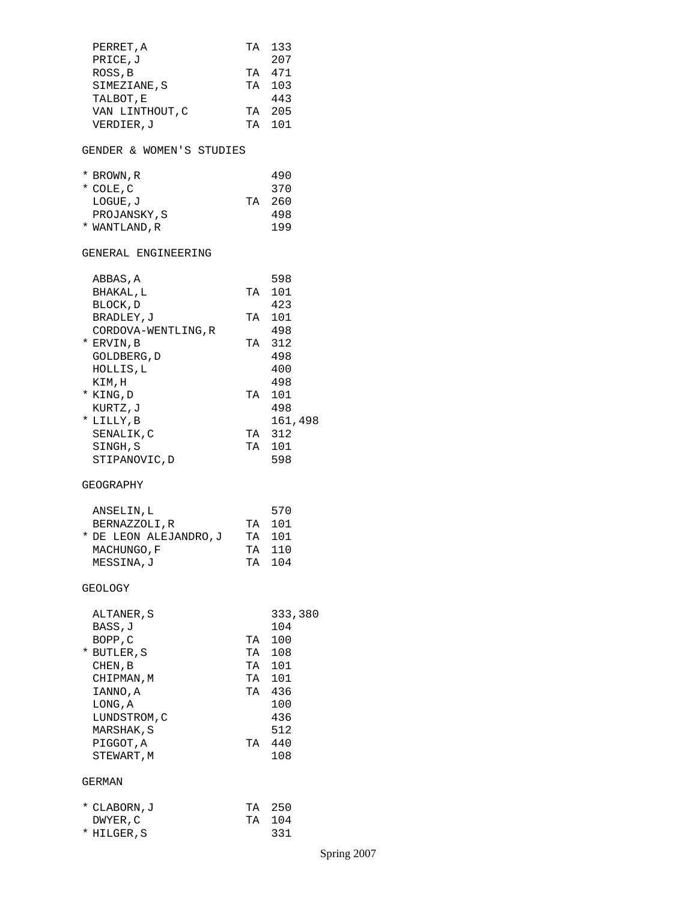| Name | TA | Course |
|---|---|---|
| PERRET,A | TA | 133 |
| PRICE,J | | 207 |
| ROSS,B | TA | 471 |
| SIMEZIANE,S | TA | 103 |
| TALBOT,E | | 443 |
| VAN LINTHOUT,C | TA | 205 |
| VERDIER,J | TA | 101 |

GENDER & WOMEN'S STUDIES

| Name | TA | Course |
|---|---|---|
| * BROWN,R | | 490 |
| * COLE,C | | 370 |
| LOGUE,J | TA | 260 |
| PROJANSKY,S | | 498 |
| * WANTLAND,R | | 199 |

GENERAL ENGINEERING

| Name | TA | Course |
|---|---|---|
| ABBAS,A | | 598 |
| BHAKAL,L | TA | 101 |
| BLOCK,D | | 423 |
| BRADLEY,J | TA | 101 |
| CORDOVA-WENTLING,R | | 498 |
| * ERVIN,B | TA | 312 |
| GOLDBERG,D | | 498 |
| HOLLIS,L | | 400 |
| KIM,H | | 498 |
| * KING,D | TA | 101 |
| KURTZ,J | | 498 |
| * LILLY,B | | 161,498 |
| SENALIK,C | TA | 312 |
| SINGH,S | TA | 101 |
| STIPANOVIC,D | | 598 |

GEOGRAPHY

| Name | TA | Course |
|---|---|---|
| ANSELIN,L | | 570 |
| BERNAZZOLI,R | TA | 101 |
| * DE LEON ALEJANDRO,J | TA | 101 |
| MACHUNGO,F | TA | 110 |
| MESSINA,J | TA | 104 |

GEOLOGY

| Name | TA | Course |
|---|---|---|
| ALTANER,S | | 333,380 |
| BASS,J | | 104 |
| BOPP,C | TA | 100 |
| * BUTLER,S | TA | 108 |
| CHEN,B | TA | 101 |
| CHIPMAN,M | TA | 101 |
| IANNO,A | TA | 436 |
| LONG,A | | 100 |
| LUNDSTROM,C | | 436 |
| MARSHAK,S | | 512 |
| PIGGOT,A | TA | 440 |
| STEWART,M | | 108 |

GERMAN

| Name | TA | Course |
|---|---|---|
| * CLABORN,J | TA | 250 |
| DWYER,C | TA | 104 |
| * HILGER,S | | 331 |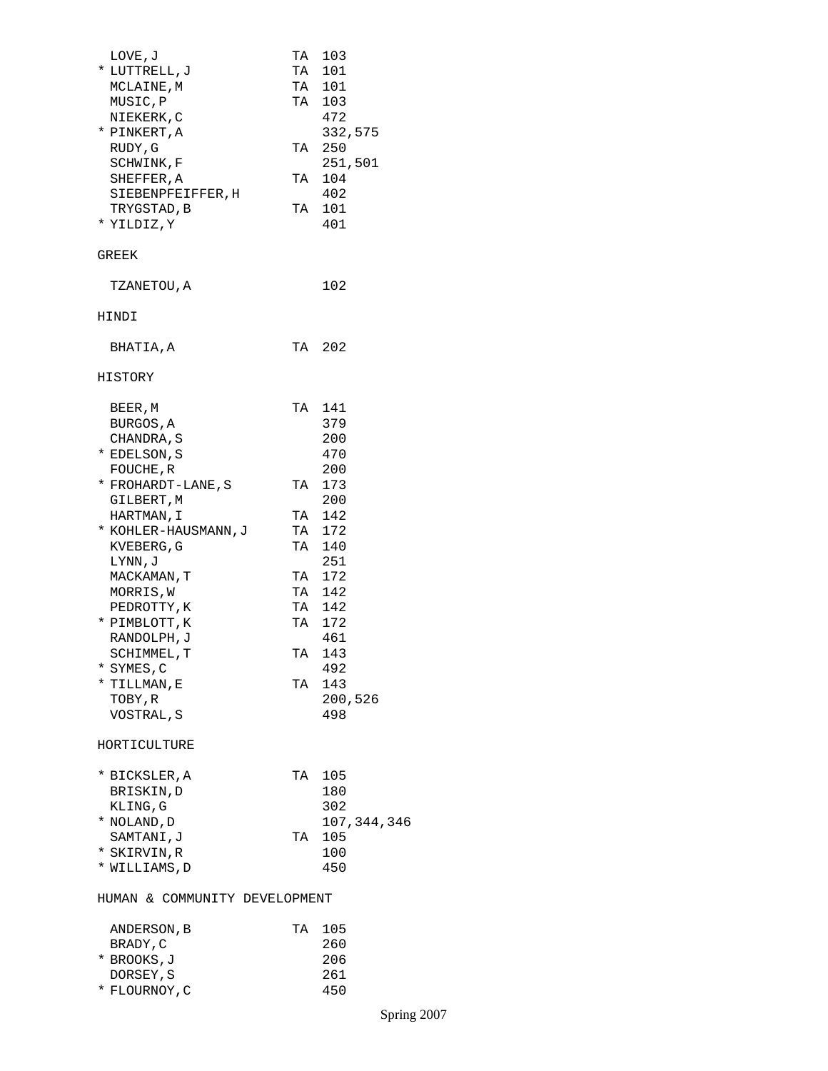| | Name | | Course |
|---|---|---|---|
| | LOVE,J | TA | 103 |
| * | LUTTRELL,J | TA | 101 |
| | MCLAINE,M | TA | 101 |
| | MUSIC,P | TA | 103 |
| | NIEKERK,C | | 472 |
| * | PINKERT,A | | 332,575 |
| | RUDY,G | TA | 250 |
| | SCHWINK,F | | 251,501 |
| | SHEFFER,A | TA | 104 |
| | SIEBENPFEIFFER,H | | 402 |
| | TRYGSTAD,B | TA | 101 |
| * | YILDIZ,Y | | 401 |

## GREEK

| | Name | | Course |
|---|---|---|---|
| | TZANETOU,A | | 102 |

## HINDI

| | Name | | Course |
|---|---|---|---|
| | BHATIA,A | TA | 202 |

## HISTORY

| | Name | | Course |
|---|---|---|---|
| | BEER,M | TA | 141 |
| | BURGOS,A | | 379 |
| | CHANDRA,S | | 200 |
| * | EDELSON,S | | 470 |
| | FOUCHE,R | | 200 |
| * | FROHARDT-LANE,S | TA | 173 |
| | GILBERT,M | | 200 |
| | HARTMAN,I | TA | 142 |
| * | KOHLER-HAUSMANN,J | TA | 172 |
| | KVEBERG,G | TA | 140 |
| | LYNN,J | | 251 |
| | MACKAMAN,T | TA | 172 |
| | MORRIS,W | TA | 142 |
| | PEDROTTY,K | TA | 142 |
| * | PIMBLOTT,K | TA | 172 |
| | RANDOLPH,J | | 461 |
| | SCHIMMEL,T | TA | 143 |
| * | SYMES,C | | 492 |
| * | TILLMAN,E | TA | 143 |
| | TOBY,R | | 200,526 |
| | VOSTRAL,S | | 498 |

## HORTICULTURE

| | Name | | Course |
|---|---|---|---|
| * | BICKSLER,A | TA | 105 |
| | BRISKIN,D | | 180 |
| | KLING,G | | 302 |
| * | NOLAND,D | | 107,344,346 |
| | SAMTANI,J | TA | 105 |
| * | SKIRVIN,R | | 100 |
| * | WILLIAMS,D | | 450 |

## HUMAN & COMMUNITY DEVELOPMENT

| | Name | | Course |
|---|---|---|---|
| | ANDERSON,B | TA | 105 |
| | BRADY,C | | 260 |
| * | BROOKS,J | | 206 |
| | DORSEY,S | | 261 |
| * | FLOURNOY,C | | 450 |

Spring 2007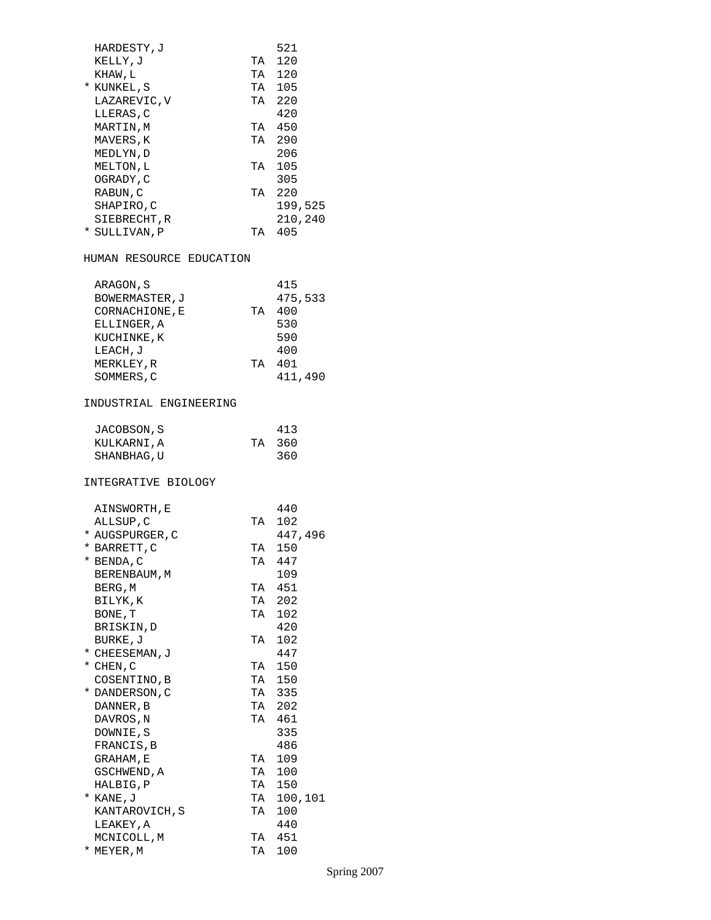| | Name | TA | Course |
|---|---|---|---|
| | HARDESTY,J | | 521 |
| | KELLY,J | TA | 120 |
| | KHAW,L | TA | 120 |
| * | KUNKEL,S | TA | 105 |
| | LAZAREVIC,V | TA | 220 |
| | LLERAS,C | | 420 |
| | MARTIN,M | TA | 450 |
| | MAVERS,K | TA | 290 |
| | MEDLYN,D | | 206 |
| | MELTON,L | TA | 105 |
| | OGRADY,C | | 305 |
| | RABUN,C | TA | 220 |
| | SHAPIRO,C | | 199,525 |
| | SIEBRECHT,R | | 210,240 |
| * | SULLIVAN,P | TA | 405 |

HUMAN RESOURCE EDUCATION

| | Name | TA | Course |
|---|---|---|---|
| | ARAGON,S | | 415 |
| | BOWERMASTER,J | | 475,533 |
| | CORNACHIONE,E | TA | 400 |
| | ELLINGER,A | | 530 |
| | KUCHINKE,K | | 590 |
| | LEACH,J | | 400 |
| | MERKLEY,R | TA | 401 |
| | SOMMERS,C | | 411,490 |

INDUSTRIAL ENGINEERING

| | Name | TA | Course |
|---|---|---|---|
| | JACOBSON,S | | 413 |
| | KULKARNI,A | TA | 360 |
| | SHANBHAG,U | | 360 |

INTEGRATIVE BIOLOGY

| | Name | TA | Course |
|---|---|---|---|
| | AINSWORTH,E | | 440 |
| | ALLSUP,C | TA | 102 |
| * | AUGSPURGER,C | | 447,496 |
| * | BARRETT,C | TA | 150 |
| * | BENDA,C | TA | 447 |
| | BERENBAUM,M | | 109 |
| | BERG,M | TA | 451 |
| | BILYK,K | TA | 202 |
| | BONE,T | TA | 102 |
| | BRISKIN,D | | 420 |
| | BURKE,J | TA | 102 |
| * | CHEESEMAN,J | | 447 |
| * | CHEN,C | TA | 150 |
| | COSENTINO,B | TA | 150 |
| * | DANDERSON,C | TA | 335 |
| | DANNER,B | TA | 202 |
| | DAVROS,N | TA | 461 |
| | DOWNIE,S | | 335 |
| | FRANCIS,B | | 486 |
| | GRAHAM,E | TA | 109 |
| | GSCHWEND,A | TA | 100 |
| | HALBIG,P | TA | 150 |
| * | KANE,J | TA | 100,101 |
| | KANTAROVICH,S | TA | 100 |
| | LEAKEY,A | | 440 |
| | MCNICOLL,M | TA | 451 |
| * | MEYER,M | TA | 100 |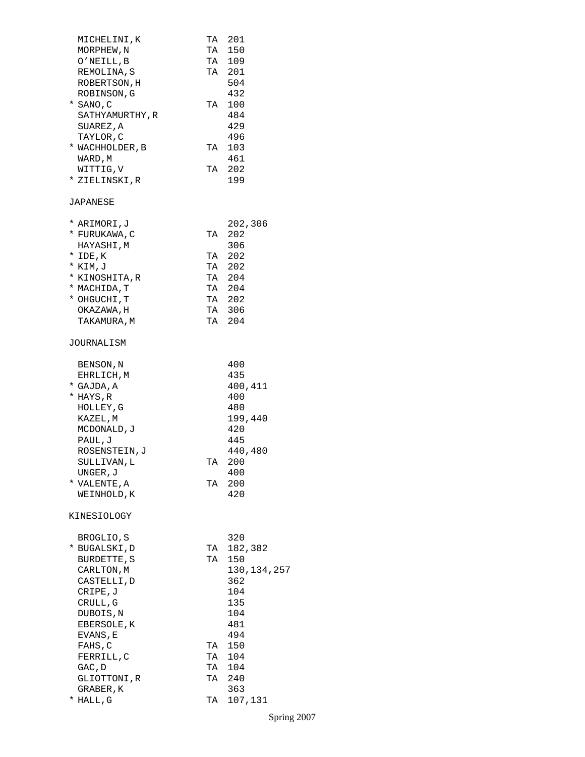| | Name | | Course |
|---|---|---|---|
| | MICHELINI,K | TA | 201 |
| | MORPHEW,N | TA | 150 |
| | O'NEILL,B | TA | 109 |
| | REMOLINA,S | TA | 201 |
| | ROBERTSON,H | | 504 |
| | ROBINSON,G | | 432 |
| * | SANO,C | TA | 100 |
| | SATHYAMURTHY,R | | 484 |
| | SUAREZ,A | | 429 |
| | TAYLOR,C | | 496 |
| * | WACHHOLDER,B | TA | 103 |
| | WARD,M | | 461 |
| | WITTIG,V | TA | 202 |
| * | ZIELINSKI,R | | 199 |

## JAPANESE

| | Name | | Course |
|---|---|---|---|
| * | ARIMORI,J | | 202,306 |
| * | FURUKAWA,C | TA | 202 |
| | HAYASHI,M | | 306 |
| * | IDE,K | TA | 202 |
| * | KIM,J | TA | 202 |
| * | KINOSHITA,R | TA | 204 |
| * | MACHIDA,T | TA | 204 |
| * | OHGUCHI,T | TA | 202 |
| | OKAZAWA,H | TA | 306 |
| | TAKAMURA,M | TA | 204 |

## JOURNALISM

| | Name | | Course |
|---|---|---|---|
| | BENSON,N | | 400 |
| | EHRLICH,M | | 435 |
| * | GAJDA,A | | 400,411 |
| * | HAYS,R | | 400 |
| | HOLLEY,G | | 480 |
| | KAZEL,M | | 199,440 |
| | MCDONALD,J | | 420 |
| | PAUL,J | | 445 |
| | ROSENSTEIN,J | | 440,480 |
| | SULLIVAN,L | TA | 200 |
| | UNGER,J | | 400 |
| * | VALENTE,A | TA | 200 |
| | WEINHOLD,K | | 420 |

## KINESIOLOGY

| | Name | | Course |
|---|---|---|---|
| | BROGLIO,S | | 320 |
| * | BUGALSKI,D | TA | 182,382 |
| | BURDETTE,S | TA | 150 |
| | CARLTON,M | | 130,134,257 |
| | CASTELLI,D | | 362 |
| | CRIPE,J | | 104 |
| | CRULL,G | | 135 |
| | DUBOIS,N | | 104 |
| | EBERSOLE,K | | 481 |
| | EVANS,E | | 494 |
| | FAHS,C | TA | 150 |
| | FERRILL,C | TA | 104 |
| | GAC,D | TA | 104 |
| | GLIOTTONI,R | TA | 240 |
| | GRABER,K | | 363 |
| * | HALL,G | TA | 107,131 |

Spring 2007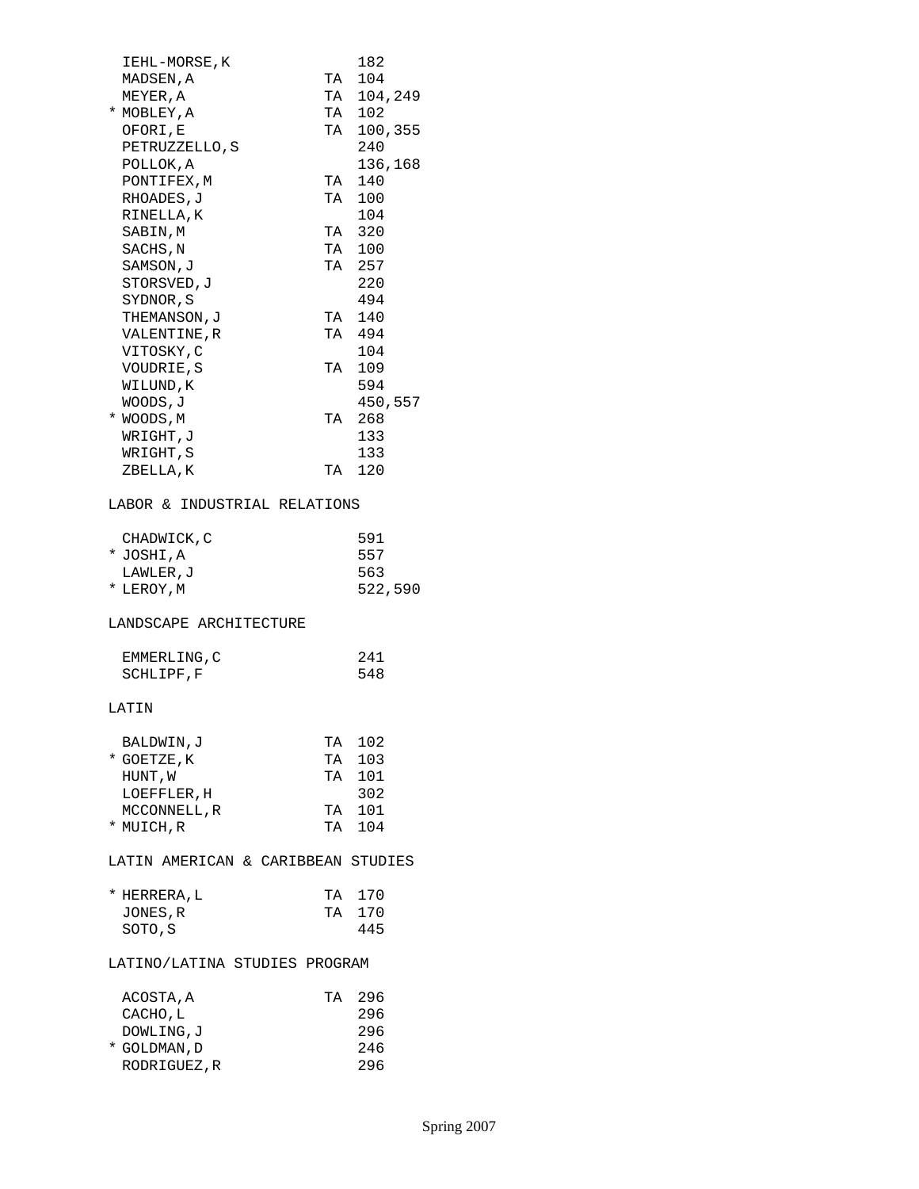| | Name | TA | Courses |
|---|---|---|---|
| | IEHL-MORSE,K | | 182 |
| | MADSEN,A | TA | 104 |
| | MEYER,A | TA | 104,249 |
| * | MOBLEY,A | TA | 102 |
| | OFORI,E | TA | 100,355 |
| | PETRUZZELLO,S | | 240 |
| | POLLOK,A | | 136,168 |
| | PONTIFEX,M | TA | 140 |
| | RHOADES,J | TA | 100 |
| | RINELLA,K | | 104 |
| | SABIN,M | TA | 320 |
| | SACHS,N | TA | 100 |
| | SAMSON,J | TA | 257 |
| | STORSVED,J | | 220 |
| | SYDNOR,S | | 494 |
| | THEMANSON,J | TA | 140 |
| | VALENTINE,R | TA | 494 |
| | VITOSKY,C | | 104 |
| | VOUDRIE,S | TA | 109 |
| | WILUND,K | | 594 |
| | WOODS,J | | 450,557 |
| * | WOODS,M | TA | 268 |
| | WRIGHT,J | | 133 |
| | WRIGHT,S | | 133 |
| | ZBELLA,K | TA | 120 |

## LABOR & INDUSTRIAL RELATIONS

| | Name | TA | Courses |
|---|---|---|---|
| | CHADWICK,C | | 591 |
| * | JOSHI,A | | 557 |
| | LAWLER,J | | 563 |
| * | LEROY,M | | 522,590 |

## LANDSCAPE ARCHITECTURE

| | Name | TA | Courses |
|---|---|---|---|
| | EMMERLING,C | | 241 |
| | SCHLIPF,F | | 548 |

## LATIN

| | Name | TA | Courses |
|---|---|---|---|
| | BALDWIN,J | TA | 102 |
| * | GOETZE,K | TA | 103 |
| | HUNT,W | TA | 101 |
| | LOEFFLER,H | | 302 |
| | MCCONNELL,R | TA | 101 |
| * | MUICH,R | TA | 104 |

## LATIN AMERICAN & CARIBBEAN STUDIES

| | Name | TA | Courses |
|---|---|---|---|
| * | HERRERA,L | TA | 170 |
| | JONES,R | TA | 170 |
| | SOTO,S | | 445 |

## LATINO/LATINA STUDIES PROGRAM

| | Name | TA | Courses |
|---|---|---|---|
| | ACOSTA,A | TA | 296 |
| | CACHO,L | | 296 |
| | DOWLING,J | | 296 |
| * | GOLDMAN,D | | 246 |
| | RODRIGUEZ,R | | 296 |

Spring 2007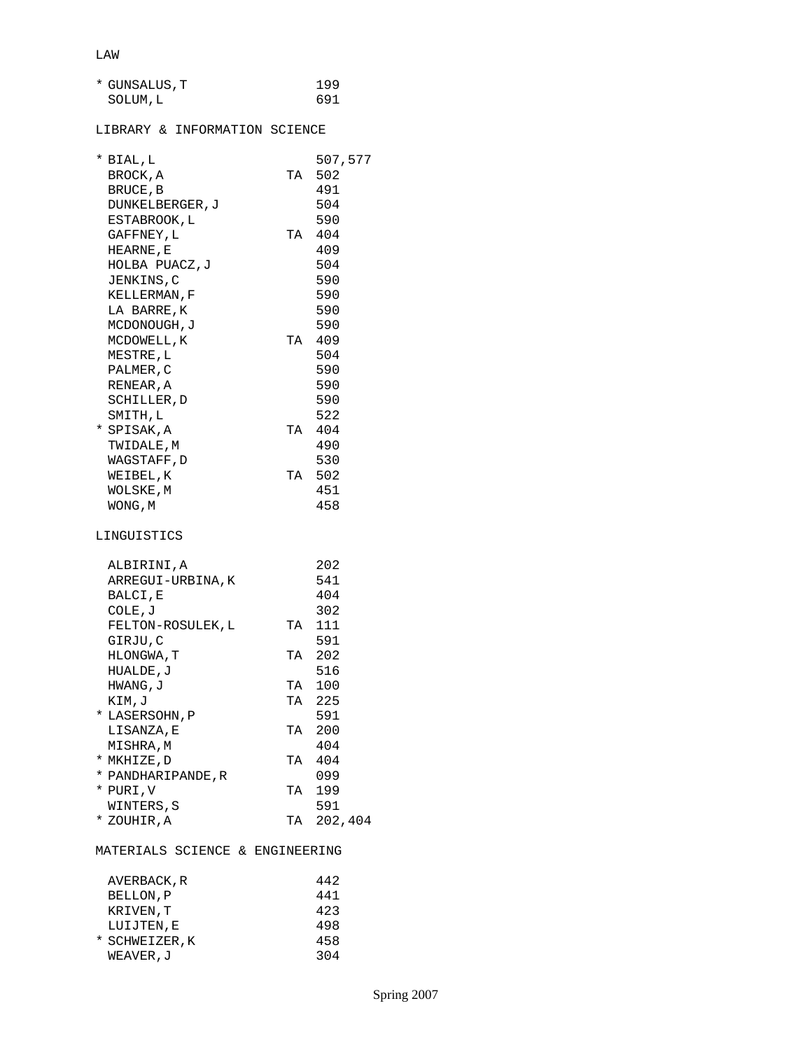## LAW

| | Name | | Course |
|---|---|---|---|
| * | GUNSALUS,T | | 199 |
| | SOLUM,L | | 691 |

## LIBRARY & INFORMATION SCIENCE

| | Name | | Course |
|---|---|---|---|
| * | BIAL,L | | 507,577 |
| | BROCK,A | TA | 502 |
| | BRUCE,B | | 491 |
| | DUNKELBERGER,J | | 504 |
| | ESTABROOK,L | | 590 |
| | GAFFNEY,L | TA | 404 |
| | HEARNE,E | | 409 |
| | HOLBA PUACZ,J | | 504 |
| | JENKINS,C | | 590 |
| | KELLERMAN,F | | 590 |
| | LA BARRE,K | | 590 |
| | MCDONOUGH,J | | 590 |
| | MCDOWELL,K | TA | 409 |
| | MESTRE,L | | 504 |
| | PALMER,C | | 590 |
| | RENEAR,A | | 590 |
| | SCHILLER,D | | 590 |
| | SMITH,L | | 522 |
| * | SPISAK,A | TA | 404 |
| | TWIDALE,M | | 490 |
| | WAGSTAFF,D | | 530 |
| | WEIBEL,K | TA | 502 |
| | WOLSKE,M | | 451 |
| | WONG,M | | 458 |

## LINGUISTICS

| | Name | | Course |
|---|---|---|---|
| | ALBIRINI,A | | 202 |
| | ARREGUI-URBINA,K | | 541 |
| | BALCI,E | | 404 |
| | COLE,J | | 302 |
| | FELTON-ROSULEK,L | TA | 111 |
| | GIRJU,C | | 591 |
| | HLONGWA,T | TA | 202 |
| | HUALDE,J | | 516 |
| | HWANG,J | TA | 100 |
| | KIM,J | TA | 225 |
| * | LASERSOHN,P | | 591 |
| | LISANZA,E | TA | 200 |
| | MISHRA,M | | 404 |
| * | MKHIZE,D | TA | 404 |
| * | PANDHARIPANDE,R | | 099 |
| * | PURI,V | TA | 199 |
| | WINTERS,S | | 591 |
| * | ZOUHIR,A | TA | 202,404 |

## MATERIALS SCIENCE & ENGINEERING

| | Name | | Course |
|---|---|---|---|
| | AVERBACK,R | | 442 |
| | BELLON,P | | 441 |
| | KRIVEN,T | | 423 |
| | LUIJTEN,E | | 498 |
| * | SCHWEIZER,K | | 458 |
| | WEAVER,J | | 304 |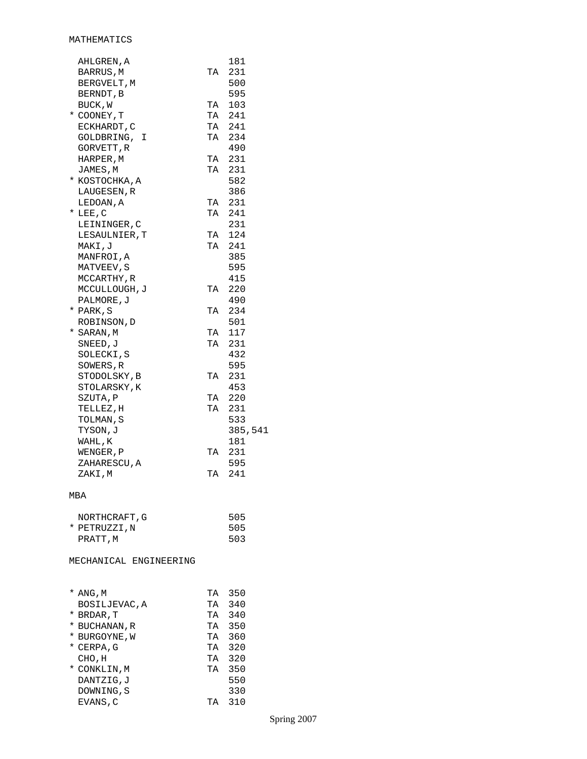MATHEMATICS

|   | Name | TA | Course |
|---|---|---|---|
|   | AHLGREN,A |   | 181 |
|   | BARRUS,M | TA | 231 |
|   | BERGVELT,M |   | 500 |
|   | BERNDT,B |   | 595 |
|   | BUCK,W | TA | 103 |
| * | COONEY,T | TA | 241 |
|   | ECKHARDT,C | TA | 241 |
|   | GOLDBRING, I | TA | 234 |
|   | GORVETT,R |   | 490 |
|   | HARPER,M | TA | 231 |
|   | JAMES,M | TA | 231 |
| * | KOSTOCHKA,A |   | 582 |
|   | LAUGESEN,R |   | 386 |
|   | LEDOAN,A | TA | 231 |
| * | LEE,C | TA | 241 |
|   | LEININGER,C |   | 231 |
|   | LESAULNIER,T | TA | 124 |
|   | MAKI,J | TA | 241 |
|   | MANFROI,A |   | 385 |
|   | MATVEEV,S |   | 595 |
|   | MCCARTHY,R |   | 415 |
|   | MCCULLOUGH,J | TA | 220 |
|   | PALMORE,J |   | 490 |
| * | PARK,S | TA | 234 |
|   | ROBINSON,D |   | 501 |
| * | SARAN,M | TA | 117 |
|   | SNEED,J | TA | 231 |
|   | SOLECKI,S |   | 432 |
|   | SOWERS,R |   | 595 |
|   | STODOLSKY,B | TA | 231 |
|   | STOLARSKY,K |   | 453 |
|   | SZUTA,P | TA | 220 |
|   | TELLEZ,H | TA | 231 |
|   | TOLMAN,S |   | 533 |
|   | TYSON,J |   | 385,541 |
|   | WAHL,K |   | 181 |
|   | WENGER,P | TA | 231 |
|   | ZAHARESCU,A |   | 595 |
|   | ZAKI,M | TA | 241 |

MBA

|   | Name | TA | Course |
|---|---|---|---|
|   | NORTHCRAFT,G |   | 505 |
| * | PETRUZZI,N |   | 505 |
|   | PRATT,M |   | 503 |

MECHANICAL ENGINEERING

|   | Name | TA | Course |
|---|---|---|---|
| * | ANG,M | TA | 350 |
|   | BOSILJEVAC,A | TA | 340 |
| * | BRDAR,T | TA | 340 |
| * | BUCHANAN,R | TA | 350 |
| * | BURGOYNE,W | TA | 360 |
| * | CERPA,G | TA | 320 |
|   | CHO,H | TA | 320 |
| * | CONKLIN,M | TA | 350 |
|   | DANTZIG,J |   | 550 |
|   | DOWNING,S |   | 330 |
|   | EVANS,C | TA | 310 |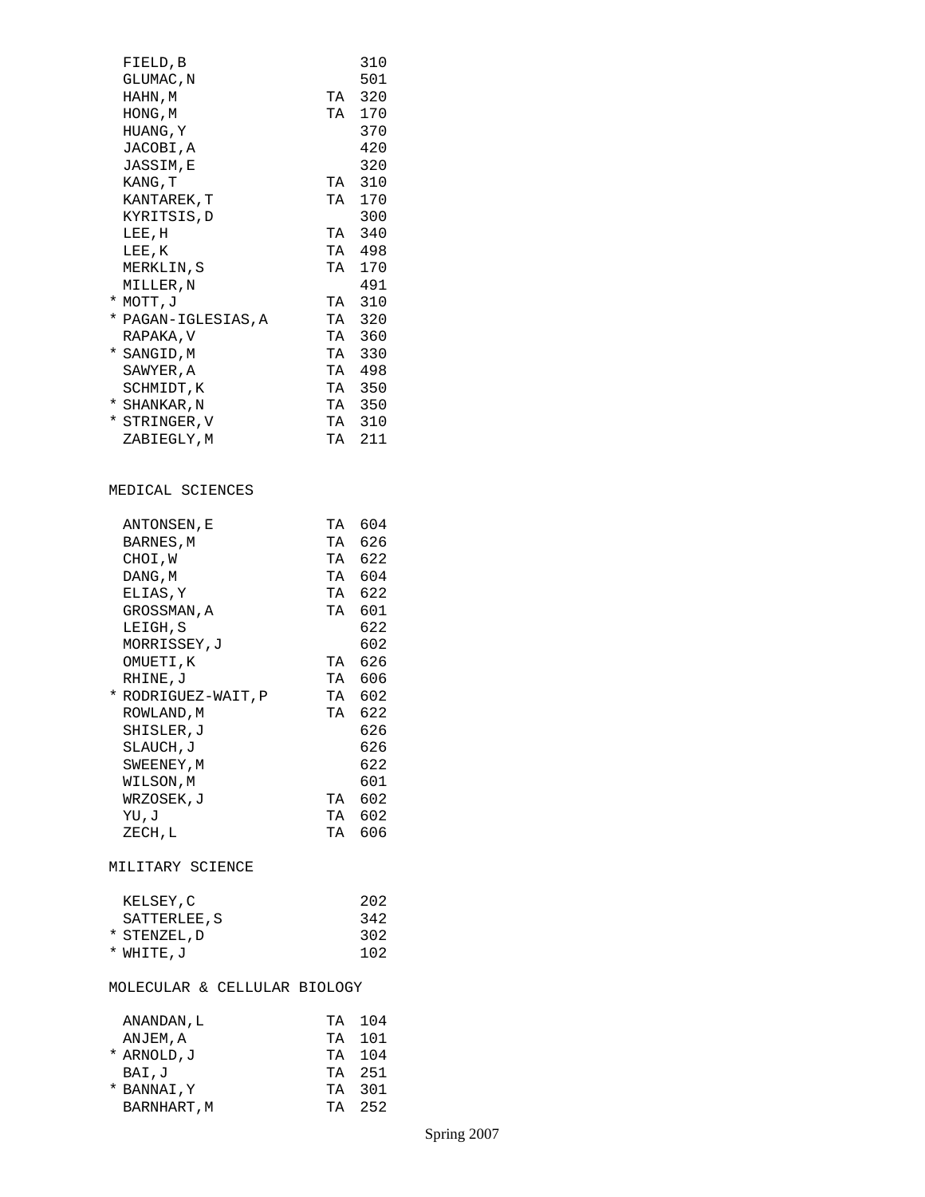| | Name | | Course |
|---|---|---|---|
| | FIELD,B | | 310 |
| | GLUMAC,N | | 501 |
| | HAHN,M | TA | 320 |
| | HONG,M | TA | 170 |
| | HUANG,Y | | 370 |
| | JACOBI,A | | 420 |
| | JASSIM,E | | 320 |
| | KANG,T | TA | 310 |
| | KANTAREK,T | TA | 170 |
| | KYRITSIS,D | | 300 |
| | LEE,H | TA | 340 |
| | LEE,K | TA | 498 |
| | MERKLIN,S | TA | 170 |
| | MILLER,N | | 491 |
| * | MOTT,J | TA | 310 |
| * | PAGAN-IGLESIAS,A | TA | 320 |
| | RAPAKA,V | TA | 360 |
| * | SANGID,M | TA | 330 |
| | SAWYER,A | TA | 498 |
| | SCHMIDT,K | TA | 350 |
| * | SHANKAR,N | TA | 350 |
| * | STRINGER,V | TA | 310 |
| | ZABIEGLY,M | TA | 211 |

## MEDICAL SCIENCES

| | Name | | Course |
|---|---|---|---|
| | ANTONSEN,E | TA | 604 |
| | BARNES,M | TA | 626 |
| | CHOI,W | TA | 622 |
| | DANG,M | TA | 604 |
| | ELIAS,Y | TA | 622 |
| | GROSSMAN,A | TA | 601 |
| | LEIGH,S | | 622 |
| | MORRISSEY,J | | 602 |
| | OMUETI,K | TA | 626 |
| | RHINE,J | TA | 606 |
| * | RODRIGUEZ-WAIT,P | TA | 602 |
| | ROWLAND,M | TA | 622 |
| | SHISLER,J | | 626 |
| | SLAUCH,J | | 626 |
| | SWEENEY,M | | 622 |
| | WILSON,M | | 601 |
| | WRZOSEK,J | TA | 602 |
| | YU,J | TA | 602 |
| | ZECH,L | TA | 606 |

## MILITARY SCIENCE

| | Name | | Course |
|---|---|---|---|
| | KELSEY,C | | 202 |
| | SATTERLEE,S | | 342 |
| * | STENZEL,D | | 302 |
| * | WHITE,J | | 102 |

## MOLECULAR & CELLULAR BIOLOGY

| | Name | | Course |
|---|---|---|---|
| | ANANDAN,L | TA | 104 |
| | ANJEM,A | TA | 101 |
| * | ARNOLD,J | TA | 104 |
| | BAI,J | TA | 251 |
| * | BANNAI,Y | TA | 301 |
| | BARNHART,M | TA | 252 |

Spring 2007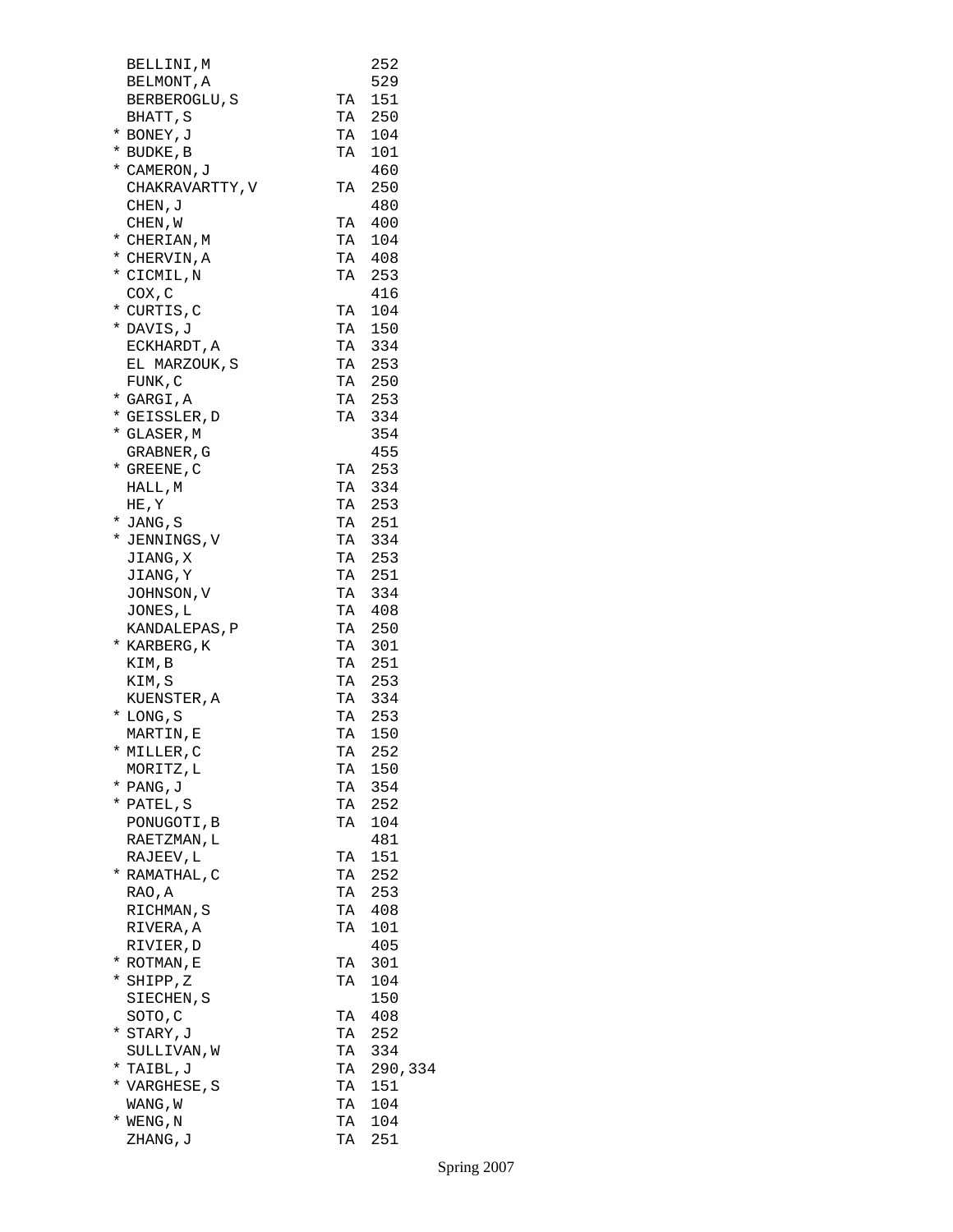| | Name | TA | Course |
|---|---|---|---|
| | BELLINI,M | | 252 |
| | BELMONT,A | | 529 |
| | BERBEROGLU,S | TA | 151 |
| | BHATT,S | TA | 250 |
| * | BONEY,J | TA | 104 |
| * | BUDKE,B | TA | 101 |
| * | CAMERON,J | | 460 |
| | CHAKRAVARTTY,V | TA | 250 |
| | CHEN,J | | 480 |
| | CHEN,W | TA | 400 |
| * | CHERIAN,M | TA | 104 |
| * | CHERVIN,A | TA | 408 |
| * | CICMIL,N | TA | 253 |
| | COX,C | | 416 |
| * | CURTIS,C | TA | 104 |
| * | DAVIS,J | TA | 150 |
| | ECKHARDT,A | TA | 334 |
| | EL MARZOUK,S | TA | 253 |
| | FUNK,C | TA | 250 |
| * | GARGI,A | TA | 253 |
| * | GEISSLER,D | TA | 334 |
| * | GLASER,M | | 354 |
| | GRABNER,G | | 455 |
| * | GREENE,C | TA | 253 |
| | HALL,M | TA | 334 |
| | HE,Y | TA | 253 |
| * | JANG,S | TA | 251 |
| * | JENNINGS,V | TA | 334 |
| | JIANG,X | TA | 253 |
| | JIANG,Y | TA | 251 |
| | JOHNSON,V | TA | 334 |
| | JONES,L | TA | 408 |
| | KANDALEPAS,P | TA | 250 |
| * | KARBERG,K | TA | 301 |
| | KIM,B | TA | 251 |
| | KIM,S | TA | 253 |
| | KUENSTER,A | TA | 334 |
| * | LONG,S | TA | 253 |
| | MARTIN,E | TA | 150 |
| * | MILLER,C | TA | 252 |
| | MORITZ,L | TA | 150 |
| * | PANG,J | TA | 354 |
| * | PATEL,S | TA | 252 |
| | PONUGOTI,B | TA | 104 |
| | RAETZMAN,L | | 481 |
| | RAJEEV,L | TA | 151 |
| * | RAMATHAL,C | TA | 252 |
| | RAO,A | TA | 253 |
| | RICHMAN,S | TA | 408 |
| | RIVERA,A | TA | 101 |
| | RIVIER,D | | 405 |
| * | ROTMAN,E | TA | 301 |
| * | SHIPP,Z | TA | 104 |
| | SIECHEN,S | | 150 |
| | SOTO,C | TA | 408 |
| * | STARY,J | TA | 252 |
| | SULLIVAN,W | TA | 334 |
| * | TAIBL,J | TA | 290,334 |
| * | VARGHESE,S | TA | 151 |
| | WANG,W | TA | 104 |
| * | WENG,N | TA | 104 |
| | ZHANG,J | TA | 251 |

Spring 2007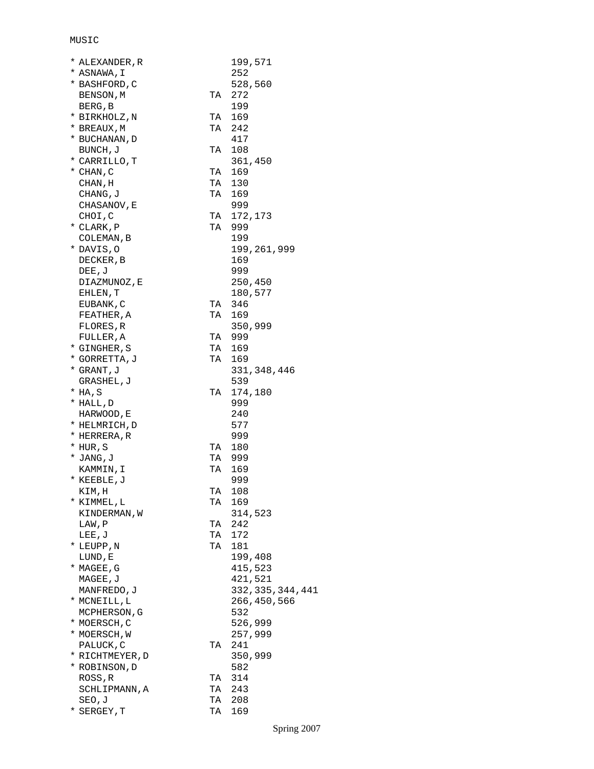MUSIC

| | Name | | Courses |
|---|---|---|---|
| * | ALEXANDER,R | | 199,571 |
| * | ASNAWA,I | | 252 |
| * | BASHFORD,C | | 528,560 |
| | BENSON,M | TA | 272 |
| | BERG,B | | 199 |
| * | BIRKHOLZ,N | TA | 169 |
| * | BREAUX,M | TA | 242 |
| * | BUCHANAN,D | | 417 |
| | BUNCH,J | TA | 108 |
| * | CARRILLO,T | | 361,450 |
| * | CHAN,C | TA | 169 |
| | CHAN,H | TA | 130 |
| | CHANG,J | TA | 169 |
| | CHASANOV,E | | 999 |
| | CHOI,C | TA | 172,173 |
| * | CLARK,P | TA | 999 |
| | COLEMAN,B | | 199 |
| * | DAVIS,O | | 199,261,999 |
| | DECKER,B | | 169 |
| | DEE,J | | 999 |
| | DIAZMUNOZ,E | | 250,450 |
| | EHLEN,T | | 180,577 |
| | EUBANK,C | TA | 346 |
| | FEATHER,A | TA | 169 |
| | FLORES,R | | 350,999 |
| | FULLER,A | TA | 999 |
| * | GINGHER,S | TA | 169 |
| * | GORRETTA,J | TA | 169 |
| * | GRANT,J | | 331,348,446 |
| | GRASHEL,J | | 539 |
| * | HA,S | TA | 174,180 |
| * | HALL,D | | 999 |
| | HARWOOD,E | | 240 |
| * | HELMRICH,D | | 577 |
| * | HERRERA,R | | 999 |
| * | HUR,S | TA | 180 |
| * | JANG,J | TA | 999 |
| | KAMMIN,I | TA | 169 |
| * | KEEBLE,J | | 999 |
| | KIM,H | TA | 108 |
| * | KIMMEL,L | TA | 169 |
| | KINDERMAN,W | | 314,523 |
| | LAW,P | TA | 242 |
| | LEE,J | TA | 172 |
| * | LEUPP,N | TA | 181 |
| | LUND,E | | 199,408 |
| * | MAGEE,G | | 415,523 |
| | MAGEE,J | | 421,521 |
| | MANFREDO,J | | 332,335,344,441 |
| * | MCNEILL,L | | 266,450,566 |
| | MCPHERSON,G | | 532 |
| * | MOERSCH,C | | 526,999 |
| * | MOERSCH,W | | 257,999 |
| | PALUCK,C | TA | 241 |
| * | RICHTMEYER,D | | 350,999 |
| * | ROBINSON,D | | 582 |
| | ROSS,R | TA | 314 |
| | SCHLIPMANN,A | TA | 243 |
| | SEO,J | TA | 208 |
| * | SERGEY,T | TA | 169 |

Spring 2007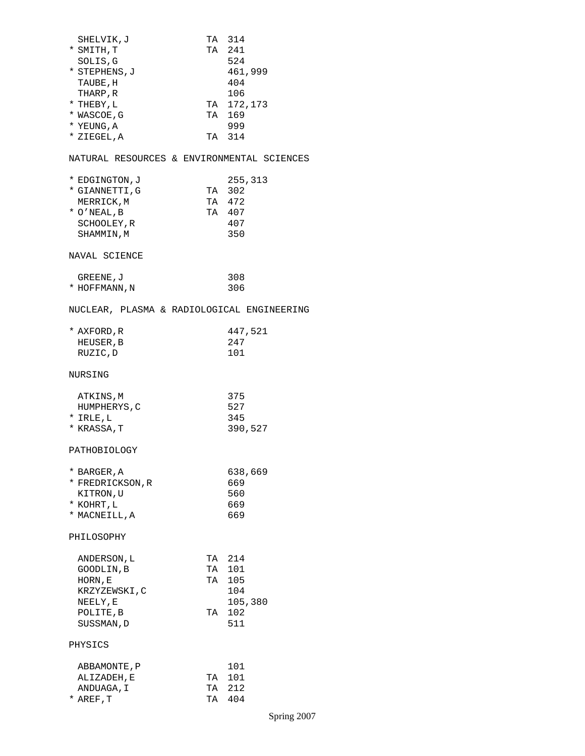| | | |
|---|---|---|
| SHELVIK,J | TA | 314 |
| * SMITH,T | TA | 241 |
| SOLIS,G | | 524 |
| * STEPHENS,J | | 461,999 |
| TAUBE,H | | 404 |
| THARP,R | | 106 |
| * THEBY,L | TA | 172,173 |
| * WASCOE,G | TA | 169 |
| * YEUNG,A | | 999 |
| * ZIEGEL,A | TA | 314 |

## NATURAL RESOURCES & ENVIRONMENTAL SCIENCES

| | | |
|---|---|---|
| * EDGINGTON,J | | 255,313 |
| * GIANNETTI,G | TA | 302 |
| MERRICK,M | TA | 472 |
| * O'NEAL,B | TA | 407 |
| SCHOOLEY,R | | 407 |
| SHAMMIN,M | | 350 |

## NAVAL SCIENCE

| | | |
|---|---|---|
| GREENE,J | | 308 |
| * HOFFMANN,N | | 306 |

## NUCLEAR, PLASMA & RADIOLOGICAL ENGINEERING

| | | |
|---|---|---|
| * AXFORD,R | | 447,521 |
| HEUSER,B | | 247 |
| RUZIC,D | | 101 |

## NURSING

| | | |
|---|---|---|
| ATKINS,M | | 375 |
| HUMPHERYS,C | | 527 |
| * IRLE,L | | 345 |
| * KRASSA,T | | 390,527 |

## PATHOBIOLOGY

| | | |
|---|---|---|
| * BARGER,A | | 638,669 |
| * FREDRICKSON,R | | 669 |
| KITRON,U | | 560 |
| * KOHRT,L | | 669 |
| * MACNEILL,A | | 669 |

## PHILOSOPHY

| | | |
|---|---|---|
| ANDERSON,L | TA | 214 |
| GOODLIN,B | TA | 101 |
| HORN,E | TA | 105 |
| KRZYZEWSKI,C | | 104 |
| NEELY,E | | 105,380 |
| POLITE,B | TA | 102 |
| SUSSMAN,D | | 511 |

## PHYSICS

| | | |
|---|---|---|
| ABBAMONTE,P | | 101 |
| ALIZADEH,E | TA | 101 |
| ANDUAGA,I | TA | 212 |
| * AREF,T | TA | 404 |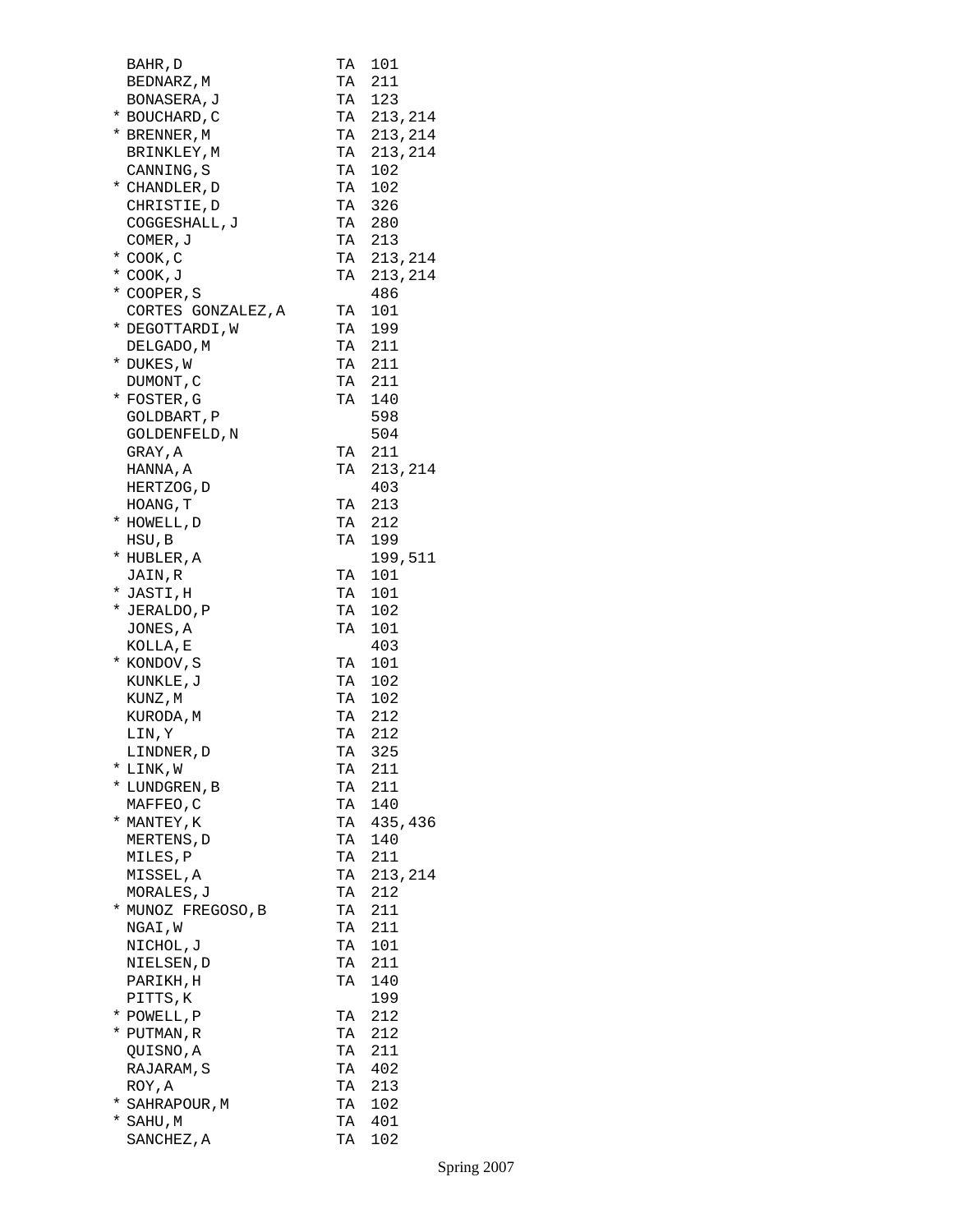```
  BAHR,D               TA  101
  BEDNARZ,M            TA  211
  BONASERA,J           TA  123
* BOUCHARD,C           TA  213,214
* BRENNER,M            TA  213,214
  BRINKLEY,M           TA  213,214
  CANNING,S            TA  102
* CHANDLER,D           TA  102
  CHRISTIE,D           TA  326
  COGGESHALL,J         TA  280
  COMER,J              TA  213
* COOK,C               TA  213,214
* COOK,J               TA  213,214
* COOPER,S                 486
  CORTES GONZALEZ,A    TA  101
* DEGOTTARDI,W         TA  199
  DELGADO,M            TA  211
* DUKES,W              TA  211
  DUMONT,C             TA  211
* FOSTER,G             TA  140
  GOLDBART,P               598
  GOLDENFELD,N             504
  GRAY,A               TA  211
  HANNA,A              TA  213,214
  HERTZOG,D                403
  HOANG,T              TA  213
* HOWELL,D             TA  212
  HSU,B                TA  199
* HUBLER,A                 199,511
  JAIN,R               TA  101
* JASTI,H              TA  101
* JERALDO,P            TA  102
  JONES,A              TA  101
  KOLLA,E                  403
* KONDOV,S             TA  101
  KUNKLE,J             TA  102
  KUNZ,M               TA  102
  KURODA,M             TA  212
  LIN,Y                TA  212
  LINDNER,D            TA  325
* LINK,W               TA  211
* LUNDGREN,B           TA  211
  MAFFEO,C             TA  140
* MANTEY,K             TA  435,436
  MERTENS,D            TA  140
  MILES,P              TA  211
  MISSEL,A             TA  213,214
  MORALES,J            TA  212
* MUNOZ FREGOSO,B      TA  211
  NGAI,W               TA  211
  NICHOL,J             TA  101
  NIELSEN,D            TA  211
  PARIKH,H             TA  140
  PITTS,K                  199
* POWELL,P             TA  212
* PUTMAN,R             TA  212
  QUISNO,A             TA  211
  RAJARAM,S            TA  402
  ROY,A                TA  213
* SAHRAPOUR,M          TA  102
* SAHU,M               TA  401
  SANCHEZ,A            TA  102
```

Spring 2007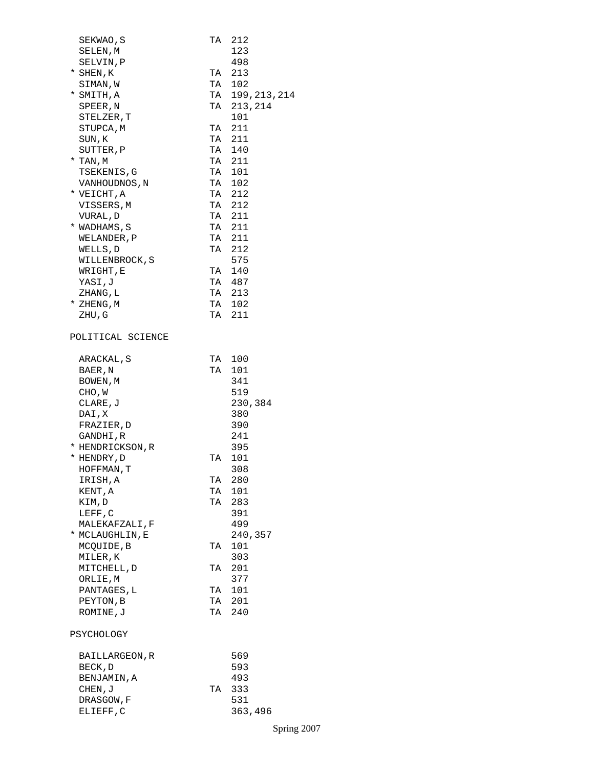| | Name | | Courses |
|---|---|---|---|
| | SEKWAO,S | TA | 212 |
| | SELEN,M | | 123 |
| | SELVIN,P | | 498 |
| * | SHEN,K | TA | 213 |
| | SIMAN,W | TA | 102 |
| * | SMITH,A | TA | 199,213,214 |
| | SPEER,N | TA | 213,214 |
| | STELZER,T | | 101 |
| | STUPCA,M | TA | 211 |
| | SUN,K | TA | 211 |
| | SUTTER,P | TA | 140 |
| * | TAN,M | TA | 211 |
| | TSEKENIS,G | TA | 101 |
| | VANHOUDNOS,N | TA | 102 |
| * | VEICHT,A | TA | 212 |
| | VISSERS,M | TA | 212 |
| | VURAL,D | TA | 211 |
| * | WADHAMS,S | TA | 211 |
| | WELANDER,P | TA | 211 |
| | WELLS,D | TA | 212 |
| | WILLENBROCK,S | | 575 |
| | WRIGHT,E | TA | 140 |
| | YASI,J | TA | 487 |
| | ZHANG,L | TA | 213 |
| * | ZHENG,M | TA | 102 |
| | ZHU,G | TA | 211 |

POLITICAL SCIENCE

| | Name | | Courses |
|---|---|---|---|
| | ARACKAL,S | TA | 100 |
| | BAER,N | TA | 101 |
| | BOWEN,M | | 341 |
| | CHO,W | | 519 |
| | CLARE,J | | 230,384 |
| | DAI,X | | 380 |
| | FRAZIER,D | | 390 |
| | GANDHI,R | | 241 |
| * | HENDRICKSON,R | | 395 |
| * | HENDRY,D | TA | 101 |
| | HOFFMAN,T | | 308 |
| | IRISH,A | TA | 280 |
| | KENT,A | TA | 101 |
| | KIM,D | TA | 283 |
| | LEFF,C | | 391 |
| | MALEKAFZALI,F | | 499 |
| * | MCLAUGHLIN,E | | 240,357 |
| | MCQUIDE,B | TA | 101 |
| | MILER,K | | 303 |
| | MITCHELL,D | TA | 201 |
| | ORLIE,M | | 377 |
| | PANTAGES,L | TA | 101 |
| | PEYTON,B | TA | 201 |
| | ROMINE,J | TA | 240 |

PSYCHOLOGY

| | Name | | Courses |
|---|---|---|---|
| | BAILLARGEON,R | | 569 |
| | BECK,D | | 593 |
| | BENJAMIN,A | | 493 |
| | CHEN,J | TA | 333 |
| | DRASGOW,F | | 531 |
| | ELIEFF,C | | 363,496 |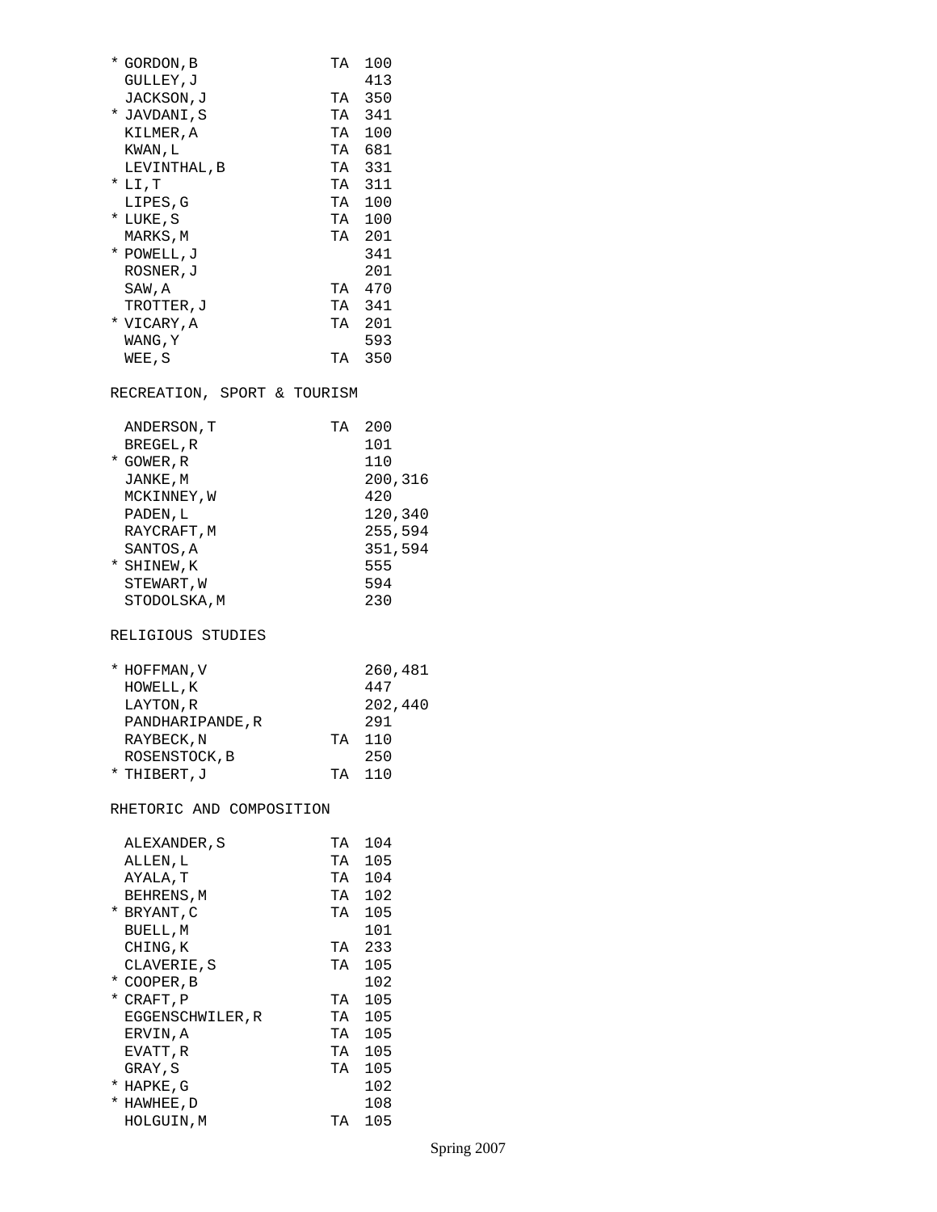| | Name | TA | Course |
|---|---|---|---|
| * | GORDON,B | TA | 100 |
| | GULLEY,J | | 413 |
| | JACKSON,J | TA | 350 |
| * | JAVDANI,S | TA | 341 |
| | KILMER,A | TA | 100 |
| | KWAN,L | TA | 681 |
| | LEVINTHAL,B | TA | 331 |
| * | LI,T | TA | 311 |
| | LIPES,G | TA | 100 |
| * | LUKE,S | TA | 100 |
| | MARKS,M | TA | 201 |
| * | POWELL,J | | 341 |
| | ROSNER,J | | 201 |
| | SAW,A | TA | 470 |
| | TROTTER,J | TA | 341 |
| * | VICARY,A | TA | 201 |
| | WANG,Y | | 593 |
| | WEE,S | TA | 350 |

## RECREATION, SPORT & TOURISM

| | Name | TA | Course |
|---|---|---|---|
| | ANDERSON,T | TA | 200 |
| | BREGEL,R | | 101 |
| * | GOWER,R | | 110 |
| | JANKE,M | | 200,316 |
| | MCKINNEY,W | | 420 |
| | PADEN,L | | 120,340 |
| | RAYCRAFT,M | | 255,594 |
| | SANTOS,A | | 351,594 |
| * | SHINEW,K | | 555 |
| | STEWART,W | | 594 |
| | STODOLSKA,M | | 230 |

## RELIGIOUS STUDIES

| | Name | TA | Course |
|---|---|---|---|
| * | HOFFMAN,V | | 260,481 |
| | HOWELL,K | | 447 |
| | LAYTON,R | | 202,440 |
| | PANDHARIPANDE,R | | 291 |
| | RAYBECK,N | TA | 110 |
| | ROSENSTOCK,B | | 250 |
| * | THIBERT,J | TA | 110 |

## RHETORIC AND COMPOSITION

| | Name | TA | Course |
|---|---|---|---|
| | ALEXANDER,S | TA | 104 |
| | ALLEN,L | TA | 105 |
| | AYALA,T | TA | 104 |
| | BEHRENS,M | TA | 102 |
| * | BRYANT,C | TA | 105 |
| | BUELL,M | | 101 |
| | CHING,K | TA | 233 |
| | CLAVERIE,S | TA | 105 |
| * | COOPER,B | | 102 |
| * | CRAFT,P | TA | 105 |
| | EGGENSCHWILER,R | TA | 105 |
| | ERVIN,A | TA | 105 |
| | EVATT,R | TA | 105 |
| | GRAY,S | TA | 105 |
| * | HAPKE,G | | 102 |
| * | HAWHEE,D | | 108 |
| | HOLGUIN,M | TA | 105 |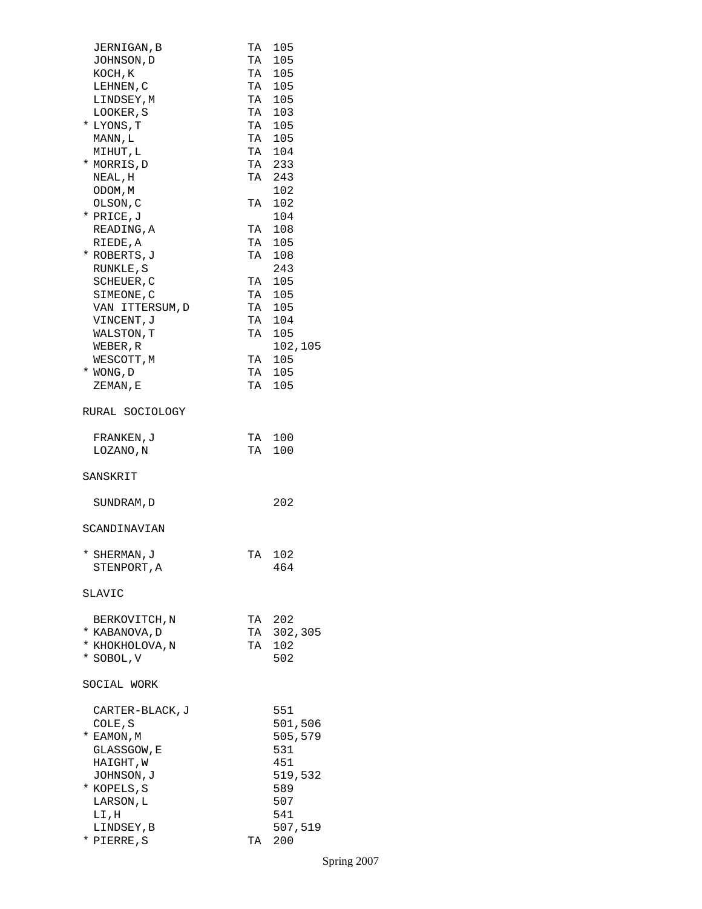| Name | TA | Courses |
|---|---|---|
| JERNIGAN,B | TA | 105 |
| JOHNSON,D | TA | 105 |
| KOCH,K | TA | 105 |
| LEHNEN,C | TA | 105 |
| LINDSEY,M | TA | 105 |
| LOOKER,S | TA | 103 |
| * LYONS,T | TA | 105 |
| MANN,L | TA | 105 |
| MIHUT,L | TA | 104 |
| * MORRIS,D | TA | 233 |
| NEAL,H | TA | 243 |
| ODOM,M | | 102 |
| OLSON,C | TA | 102 |
| * PRICE,J | | 104 |
| READING,A | TA | 108 |
| RIEDE,A | TA | 105 |
| * ROBERTS,J | TA | 108 |
| RUNKLE,S | | 243 |
| SCHEUER,C | TA | 105 |
| SIMEONE,C | TA | 105 |
| VAN ITTERSUM,D | TA | 105 |
| VINCENT,J | TA | 104 |
| WALSTON,T | TA | 105 |
| WEBER,R | | 102,105 |
| WESCOTT,M | TA | 105 |
| * WONG,D | TA | 105 |
| ZEMAN,E | TA | 105 |

RURAL SOCIOLOGY

| Name | TA | Courses |
|---|---|---|
| FRANKEN,J | TA | 100 |
| LOZANO,N | TA | 100 |

SANSKRIT

| Name | TA | Courses |
|---|---|---|
| SUNDRAM,D | | 202 |

SCANDINAVIAN

| Name | TA | Courses |
|---|---|---|
| * SHERMAN,J | TA | 102 |
| STENPORT,A | | 464 |

SLAVIC

| Name | TA | Courses |
|---|---|---|
| BERKOVITCH,N | TA | 202 |
| * KABANOVA,D | TA | 302,305 |
| * KHOKHOLOVA,N | TA | 102 |
| * SOBOL,V | | 502 |

SOCIAL WORK

| Name | TA | Courses |
|---|---|---|
| CARTER-BLACK,J | | 551 |
| COLE,S | | 501,506 |
| * EAMON,M | | 505,579 |
| GLASSGOW,E | | 531 |
| HAIGHT,W | | 451 |
| JOHNSON,J | | 519,532 |
| * KOPELS,S | | 589 |
| LARSON,L | | 507 |
| LI,H | | 541 |
| LINDSEY,B | | 507,519 |
| * PIERRE,S | TA | 200 |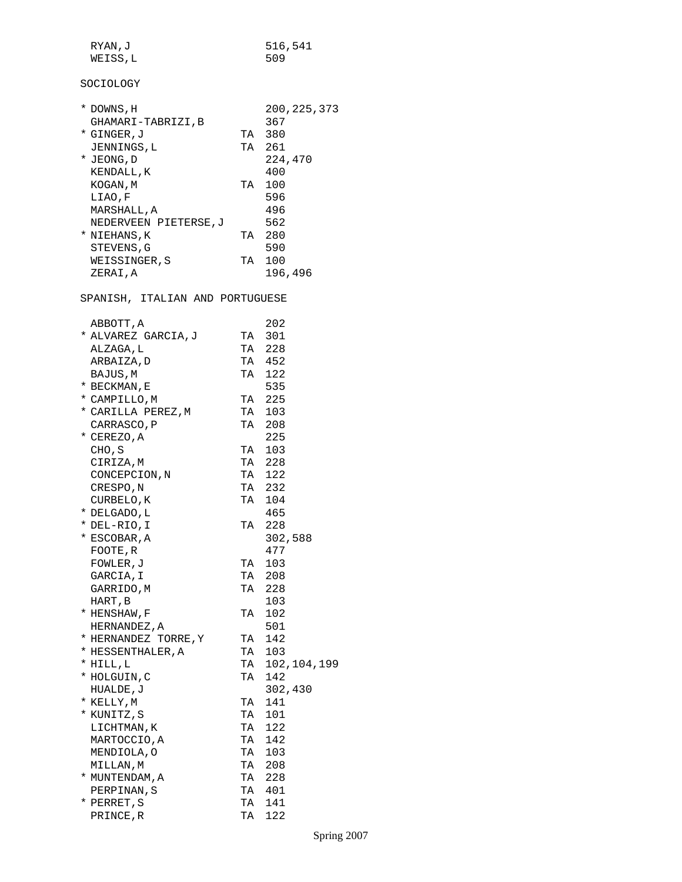| | | | |
|---|---|---|---|
| | RYAN,J | | 516,541 |
| | WEISS,L | | 509 |

SOCIOLOGY

| | | | |
|---|---|---|---|
| * | DOWNS,H | | 200,225,373 |
| | GHAMARI-TABRIZI,B | | 367 |
| * | GINGER,J | TA | 380 |
| | JENNINGS,L | TA | 261 |
| * | JEONG,D | | 224,470 |
| | KENDALL,K | | 400 |
| | KOGAN,M | TA | 100 |
| | LIAO,F | | 596 |
| | MARSHALL,A | | 496 |
| | NEDERVEEN PIETERSE,J | | 562 |
| * | NIEHANS,K | TA | 280 |
| | STEVENS,G | | 590 |
| | WEISSINGER,S | TA | 100 |
| | ZERAI,A | | 196,496 |

SPANISH, ITALIAN AND PORTUGUESE

| | | | |
|---|---|---|---|
| | ABBOTT,A | | 202 |
| * | ALVAREZ GARCIA,J | TA | 301 |
| | ALZAGA,L | TA | 228 |
| | ARBAIZA,D | TA | 452 |
| | BAJUS,M | TA | 122 |
| * | BECKMAN,E | | 535 |
| * | CAMPILLO,M | TA | 225 |
| * | CARILLA PEREZ,M | TA | 103 |
| | CARRASCO,P | TA | 208 |
| * | CEREZO,A | | 225 |
| | CHO,S | TA | 103 |
| | CIRIZA,M | TA | 228 |
| | CONCEPCION,N | TA | 122 |
| | CRESPO,N | TA | 232 |
| | CURBELO,K | TA | 104 |
| * | DELGADO,L | | 465 |
| * | DEL-RIO,I | TA | 228 |
| * | ESCOBAR,A | | 302,588 |
| | FOOTE,R | | 477 |
| | FOWLER,J | TA | 103 |
| | GARCIA,I | TA | 208 |
| | GARRIDO,M | TA | 228 |
| | HART,B | | 103 |
| * | HENSHAW,F | TA | 102 |
| | HERNANDEZ,A | | 501 |
| * | HERNANDEZ TORRE,Y | TA | 142 |
| * | HESSENTHALER,A | TA | 103 |
| * | HILL,L | TA | 102,104,199 |
| * | HOLGUIN,C | TA | 142 |
| | HUALDE,J | | 302,430 |
| * | KELLY,M | TA | 141 |
| * | KUNITZ,S | TA | 101 |
| | LICHTMAN,K | TA | 122 |
| | MARTOCCIO,A | TA | 142 |
| | MENDIOLA,O | TA | 103 |
| | MILLAN,M | TA | 208 |
| * | MUNTENDAM,A | TA | 228 |
| | PERPINAN,S | TA | 401 |
| * | PERRET,S | TA | 141 |
| | PRINCE,R | TA | 122 |

Spring 2007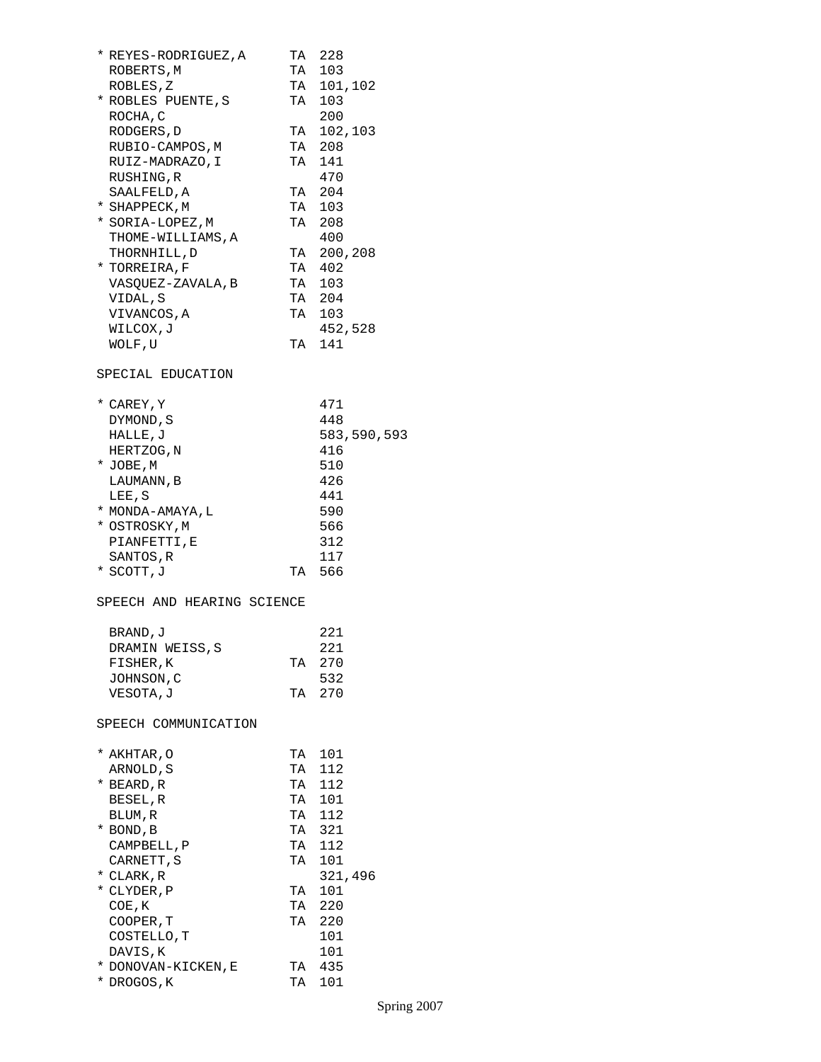| | Name | | Courses |
|---|---|---|---|
| * | REYES-RODRIGUEZ,A | TA | 228 |
| | ROBERTS,M | TA | 103 |
| | ROBLES,Z | TA | 101,102 |
| * | ROBLES PUENTE,S | TA | 103 |
| | ROCHA,C | | 200 |
| | RODGERS,D | TA | 102,103 |
| | RUBIO-CAMPOS,M | TA | 208 |
| | RUIZ-MADRAZO,I | TA | 141 |
| | RUSHING,R | | 470 |
| | SAALFELD,A | TA | 204 |
| * | SHAPPECK,M | TA | 103 |
| * | SORIA-LOPEZ,M | TA | 208 |
| | THOME-WILLIAMS,A | | 400 |
| | THORNHILL,D | TA | 200,208 |
| * | TORREIRA,F | TA | 402 |
| | VASQUEZ-ZAVALA,B | TA | 103 |
| | VIDAL,S | TA | 204 |
| | VIVANCOS,A | TA | 103 |
| | WILCOX,J | | 452,528 |
| | WOLF,U | TA | 141 |

## SPECIAL EDUCATION

| | Name | | Courses |
|---|---|---|---|
| * | CAREY,Y | | 471 |
| | DYMOND,S | | 448 |
| | HALLE,J | | 583,590,593 |
| | HERTZOG,N | | 416 |
| * | JOBE,M | | 510 |
| | LAUMANN,B | | 426 |
| | LEE,S | | 441 |
| * | MONDA-AMAYA,L | | 590 |
| * | OSTROSKY,M | | 566 |
| | PIANFETTI,E | | 312 |
| | SANTOS,R | | 117 |
| * | SCOTT,J | TA | 566 |

## SPEECH AND HEARING SCIENCE

| | Name | | Courses |
|---|---|---|---|
| | BRAND,J | | 221 |
| | DRAMIN WEISS,S | | 221 |
| | FISHER,K | TA | 270 |
| | JOHNSON,C | | 532 |
| | VESOTA,J | TA | 270 |

## SPEECH COMMUNICATION

| | Name | | Courses |
|---|---|---|---|
| * | AKHTAR,O | TA | 101 |
| | ARNOLD,S | TA | 112 |
| * | BEARD,R | TA | 112 |
| | BESEL,R | TA | 101 |
| | BLUM,R | TA | 112 |
| * | BOND,B | TA | 321 |
| | CAMPBELL,P | TA | 112 |
| | CARNETT,S | TA | 101 |
| * | CLARK,R | | 321,496 |
| * | CLYDER,P | TA | 101 |
| | COE,K | TA | 220 |
| | COOPER,T | TA | 220 |
| | COSTELLO,T | | 101 |
| | DAVIS,K | | 101 |
| * | DONOVAN-KICKEN,E | TA | 435 |
| * | DROGOS,K | TA | 101 |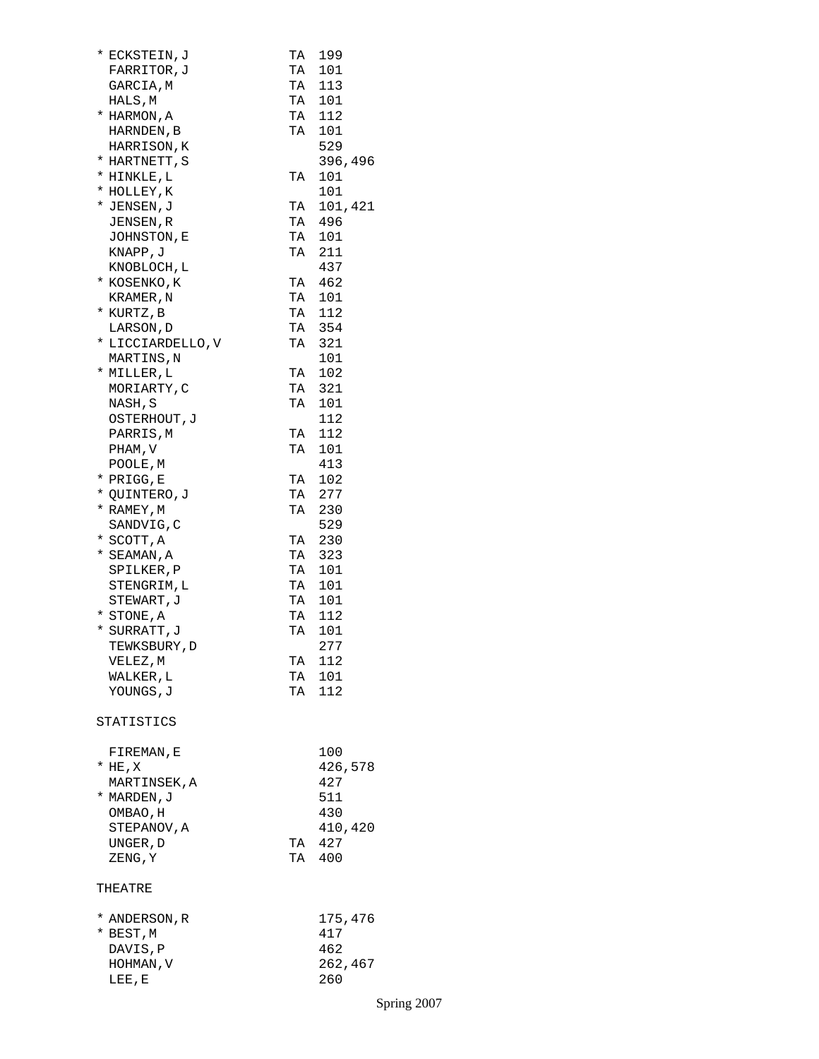| | Name | TA | Course(s) |
|---|---|---|---|
| * | ECKSTEIN,J | TA | 199 |
| | FARRITOR,J | TA | 101 |
| | GARCIA,M | TA | 113 |
| | HALS,M | TA | 101 |
| * | HARMON,A | TA | 112 |
| | HARNDEN,B | TA | 101 |
| | HARRISON,K | | 529 |
| * | HARTNETT,S | | 396,496 |
| * | HINKLE,L | TA | 101 |
| * | HOLLEY,K | | 101 |
| * | JENSEN,J | TA | 101,421 |
| | JENSEN,R | TA | 496 |
| | JOHNSTON,E | TA | 101 |
| | KNAPP,J | TA | 211 |
| | KNOBLOCH,L | | 437 |
| * | KOSENKO,K | TA | 462 |
| | KRAMER,N | TA | 101 |
| * | KURTZ,B | TA | 112 |
| | LARSON,D | TA | 354 |
| * | LICCIARDELLO,V | TA | 321 |
| | MARTINS,N | | 101 |
| * | MILLER,L | TA | 102 |
| | MORIARTY,C | TA | 321 |
| | NASH,S | TA | 101 |
| | OSTERHOUT,J | | 112 |
| | PARRIS,M | TA | 112 |
| | PHAM,V | TA | 101 |
| | POOLE,M | | 413 |
| * | PRIGG,E | TA | 102 |
| * | QUINTERO,J | TA | 277 |
| * | RAMEY,M | TA | 230 |
| | SANDVIG,C | | 529 |
| * | SCOTT,A | TA | 230 |
| * | SEAMAN,A | TA | 323 |
| | SPILKER,P | TA | 101 |
| | STENGRIM,L | TA | 101 |
| | STEWART,J | TA | 101 |
| * | STONE,A | TA | 112 |
| * | SURRATT,J | TA | 101 |
| | TEWKSBURY,D | | 277 |
| | VELEZ,M | TA | 112 |
| | WALKER,L | TA | 101 |
| | YOUNGS,J | TA | 112 |

STATISTICS

| | Name | TA | Course(s) |
|---|---|---|---|
| | FIREMAN,E | | 100 |
| * | HE,X | | 426,578 |
| | MARTINSEK,A | | 427 |
| * | MARDEN,J | | 511 |
| | OMBAO,H | | 430 |
| | STEPANOV,A | | 410,420 |
| | UNGER,D | TA | 427 |
| | ZENG,Y | TA | 400 |

THEATRE

| | Name | TA | Course(s) |
|---|---|---|---|
| * | ANDERSON,R | | 175,476 |
| * | BEST,M | | 417 |
| | DAVIS,P | | 462 |
| | HOHMAN,V | | 262,467 |
| | LEE,E | | 260 |

Spring 2007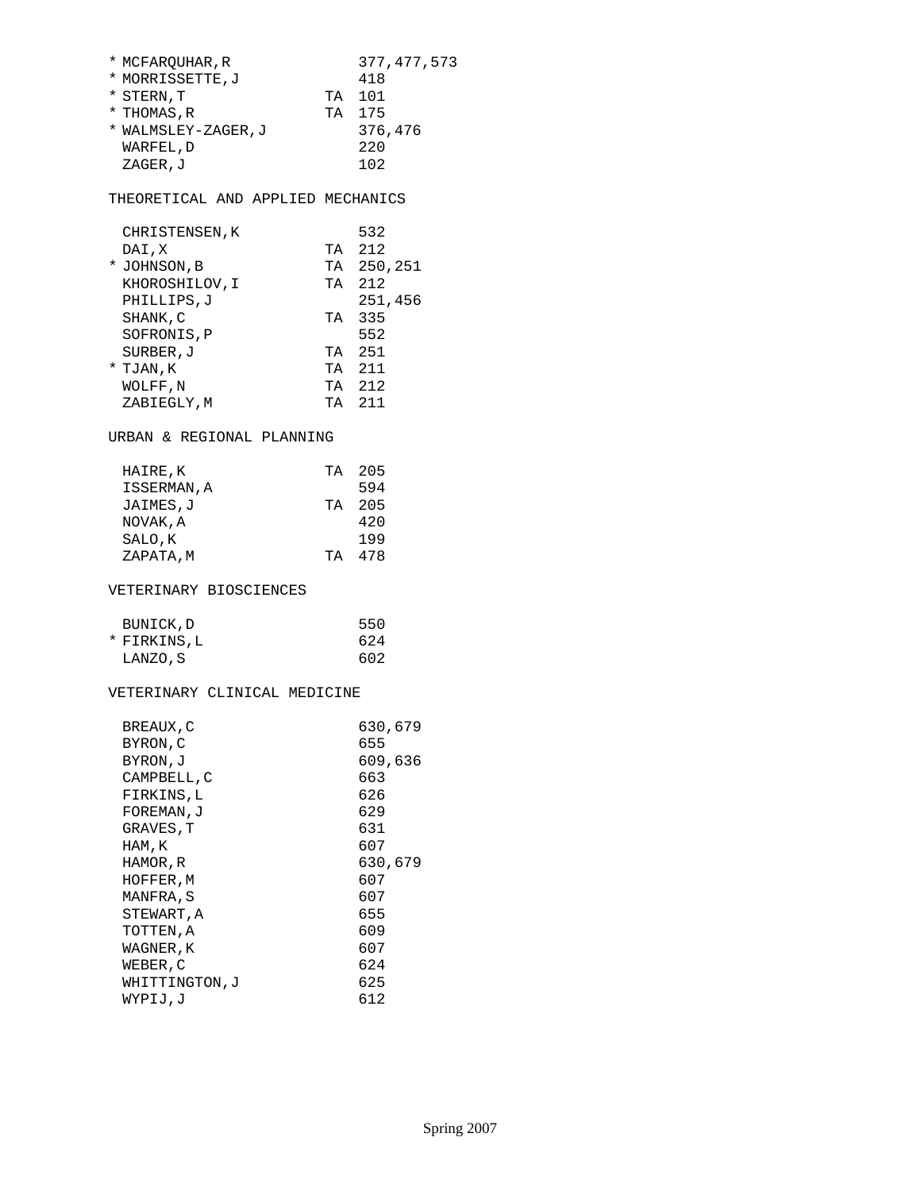| | | | |
|---|---|---|---|
| * | MCFARQUHAR,R | | 377,477,573 |
| * | MORRISSETTE,J | | 418 |
| * | STERN,T | TA | 101 |
| * | THOMAS,R | TA | 175 |
| * | WALMSLEY-ZAGER,J | | 376,476 |
| | WARFEL,D | | 220 |
| | ZAGER,J | | 102 |

## THEORETICAL AND APPLIED MECHANICS

| | | | |
|---|---|---|---|
| | CHRISTENSEN,K | | 532 |
| | DAI,X | TA | 212 |
| * | JOHNSON,B | TA | 250,251 |
| | KHOROSHILOV,I | TA | 212 |
| | PHILLIPS,J | | 251,456 |
| | SHANK,C | TA | 335 |
| | SOFRONIS,P | | 552 |
| | SURBER,J | TA | 251 |
| * | TJAN,K | TA | 211 |
| | WOLFF,N | TA | 212 |
| | ZABIEGLY,M | TA | 211 |

## URBAN & REGIONAL PLANNING

| | | | |
|---|---|---|---|
| | HAIRE,K | TA | 205 |
| | ISSERMAN,A | | 594 |
| | JAIMES,J | TA | 205 |
| | NOVAK,A | | 420 |
| | SALO,K | | 199 |
| | ZAPATA,M | TA | 478 |

## VETERINARY BIOSCIENCES

| | | | |
|---|---|---|---|
| | BUNICK,D | | 550 |
| * | FIRKINS,L | | 624 |
| | LANZO,S | | 602 |

## VETERINARY CLINICAL MEDICINE

| | | | |
|---|---|---|---|
| | BREAUX,C | | 630,679 |
| | BYRON,C | | 655 |
| | BYRON,J | | 609,636 |
| | CAMPBELL,C | | 663 |
| | FIRKINS,L | | 626 |
| | FOREMAN,J | | 629 |
| | GRAVES,T | | 631 |
| | HAM,K | | 607 |
| | HAMOR,R | | 630,679 |
| | HOFFER,M | | 607 |
| | MANFRA,S | | 607 |
| | STEWART,A | | 655 |
| | TOTTEN,A | | 609 |
| | WAGNER,K | | 607 |
| | WEBER,C | | 624 |
| | WHITTINGTON,J | | 625 |
| | WYPIJ,J | | 612 |

Spring 2007